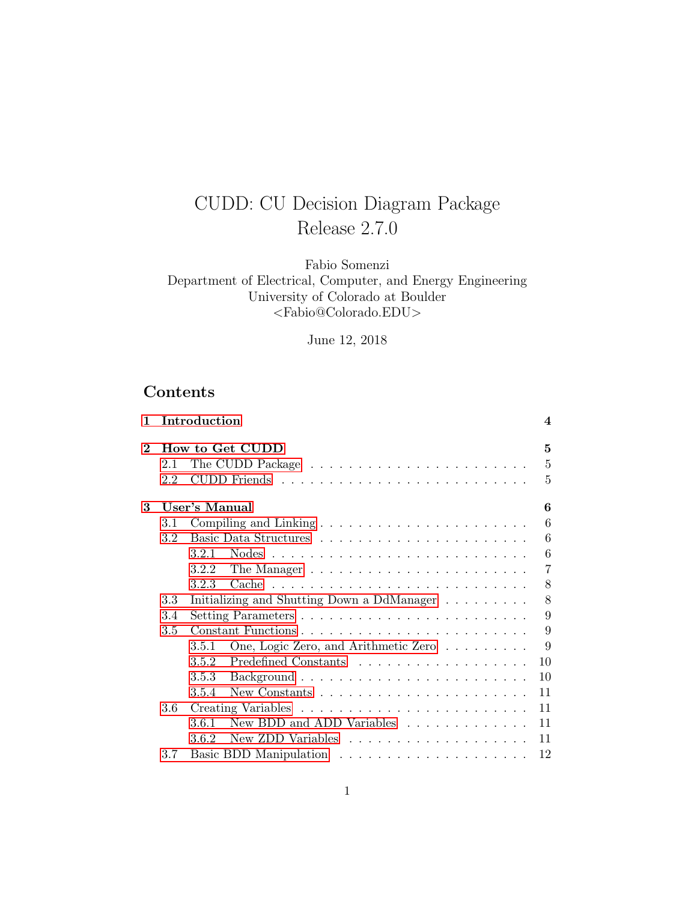# CUDD: CU Decision Diagram Package
# Release 2.7.0

Fabio Somenzi
Department of Electrical, Computer, and Energy Engineering
University of Colorado at Boulder
<Fabio@Colorado.EDU>

June 12, 2018

## Contents

**1 Introduction** .......... **4**

**2 How to Get CUDD** .......... **5**
- 2.1 The CUDD Package .......... 5
- 2.2 CUDD Friends .......... 5

**3 User's Manual** .......... **6**
- 3.1 Compiling and Linking .......... 6
- 3.2 Basic Data Structures .......... 6
  - 3.2.1 Nodes .......... 6
  - 3.2.2 The Manager .......... 7
  - 3.2.3 Cache .......... 8
- 3.3 Initializing and Shutting Down a DdManager .......... 8
- 3.4 Setting Parameters .......... 9
- 3.5 Constant Functions .......... 9
  - 3.5.1 One, Logic Zero, and Arithmetic Zero .......... 9
  - 3.5.2 Predefined Constants .......... 10
  - 3.5.3 Background .......... 10
  - 3.5.4 New Constants .......... 11
- 3.6 Creating Variables .......... 11
  - 3.6.1 New BDD and ADD Variables .......... 11
  - 3.6.2 New ZDD Variables .......... 11
- 3.7 Basic BDD Manipulation .......... 12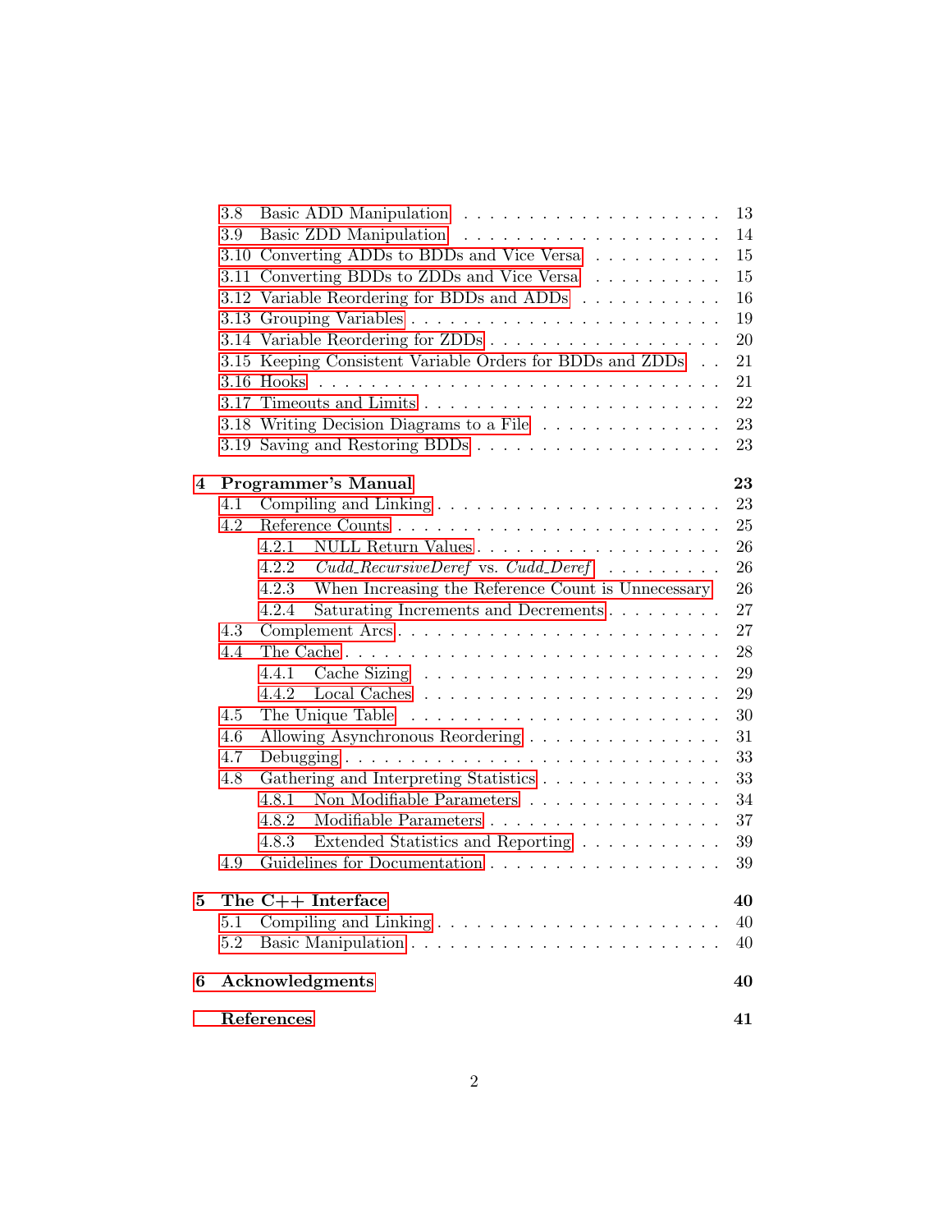- 3.8 Basic ADD Manipulation . . . . . . . . . . . . . . . . . . . . 13
- 3.9 Basic ZDD Manipulation . . . . . . . . . . . . . . . . . . . . 14
- 3.10 Converting ADDs to BDDs and Vice Versa . . . . . . . . . . 15
- 3.11 Converting BDDs to ZDDs and Vice Versa . . . . . . . . . . 15
- 3.12 Variable Reordering for BDDs and ADDs . . . . . . . . . . . 16
- 3.13 Grouping Variables . . . . . . . . . . . . . . . . . . . . . . 19
- 3.14 Variable Reordering for ZDDs . . . . . . . . . . . . . . . . . 20
- 3.15 Keeping Consistent Variable Orders for BDDs and ZDDs . . 21
- 3.16 Hooks . . . . . . . . . . . . . . . . . . . . . . . . . . . . . 21
- 3.17 Timeouts and Limits . . . . . . . . . . . . . . . . . . . . . . 22
- 3.18 Writing Decision Diagrams to a File . . . . . . . . . . . . . . 23
- 3.19 Saving and Restoring BDDs . . . . . . . . . . . . . . . . . . 23

**4 Programmer's Manual 23**

- 4.1 Compiling and Linking . . . . . . . . . . . . . . . . . . . . . 23
- 4.2 Reference Counts . . . . . . . . . . . . . . . . . . . . . . . . 25
  - 4.2.1 NULL Return Values . . . . . . . . . . . . . . . . . . . 26
  - 4.2.2 *Cudd_RecursiveDeref* vs. *Cudd_Deref* . . . . . . . . . 26
  - 4.2.3 When Increasing the Reference Count is Unnecessary 26
  - 4.2.4 Saturating Increments and Decrements . . . . . . . . . 27
- 4.3 Complement Arcs . . . . . . . . . . . . . . . . . . . . . . . . 27
- 4.4 The Cache . . . . . . . . . . . . . . . . . . . . . . . . . . . . 28
  - 4.4.1 Cache Sizing . . . . . . . . . . . . . . . . . . . . . . . 29
  - 4.4.2 Local Caches . . . . . . . . . . . . . . . . . . . . . . . 29
- 4.5 The Unique Table . . . . . . . . . . . . . . . . . . . . . . . 30
- 4.6 Allowing Asynchronous Reordering . . . . . . . . . . . . . . . 31
- 4.7 Debugging . . . . . . . . . . . . . . . . . . . . . . . . . . . . 33
- 4.8 Gathering and Interpreting Statistics . . . . . . . . . . . . . . 33
  - 4.8.1 Non Modifiable Parameters . . . . . . . . . . . . . . . 34
  - 4.8.2 Modifiable Parameters . . . . . . . . . . . . . . . . . . 37
  - 4.8.3 Extended Statistics and Reporting . . . . . . . . . . . 39
- 4.9 Guidelines for Documentation . . . . . . . . . . . . . . . . . . 39

**5 The C++ Interface 40**

- 5.1 Compiling and Linking . . . . . . . . . . . . . . . . . . . . . 40
- 5.2 Basic Manipulation . . . . . . . . . . . . . . . . . . . . . . . 40

**6 Acknowledgments 40**

**References 41**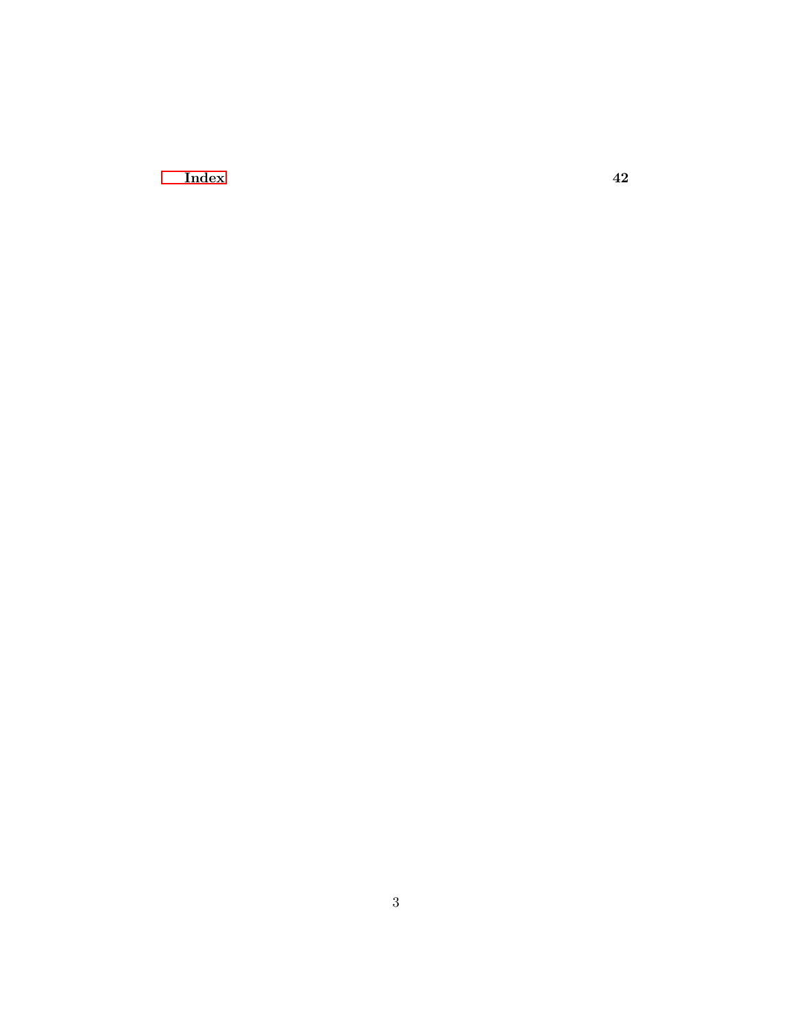**Index** **42**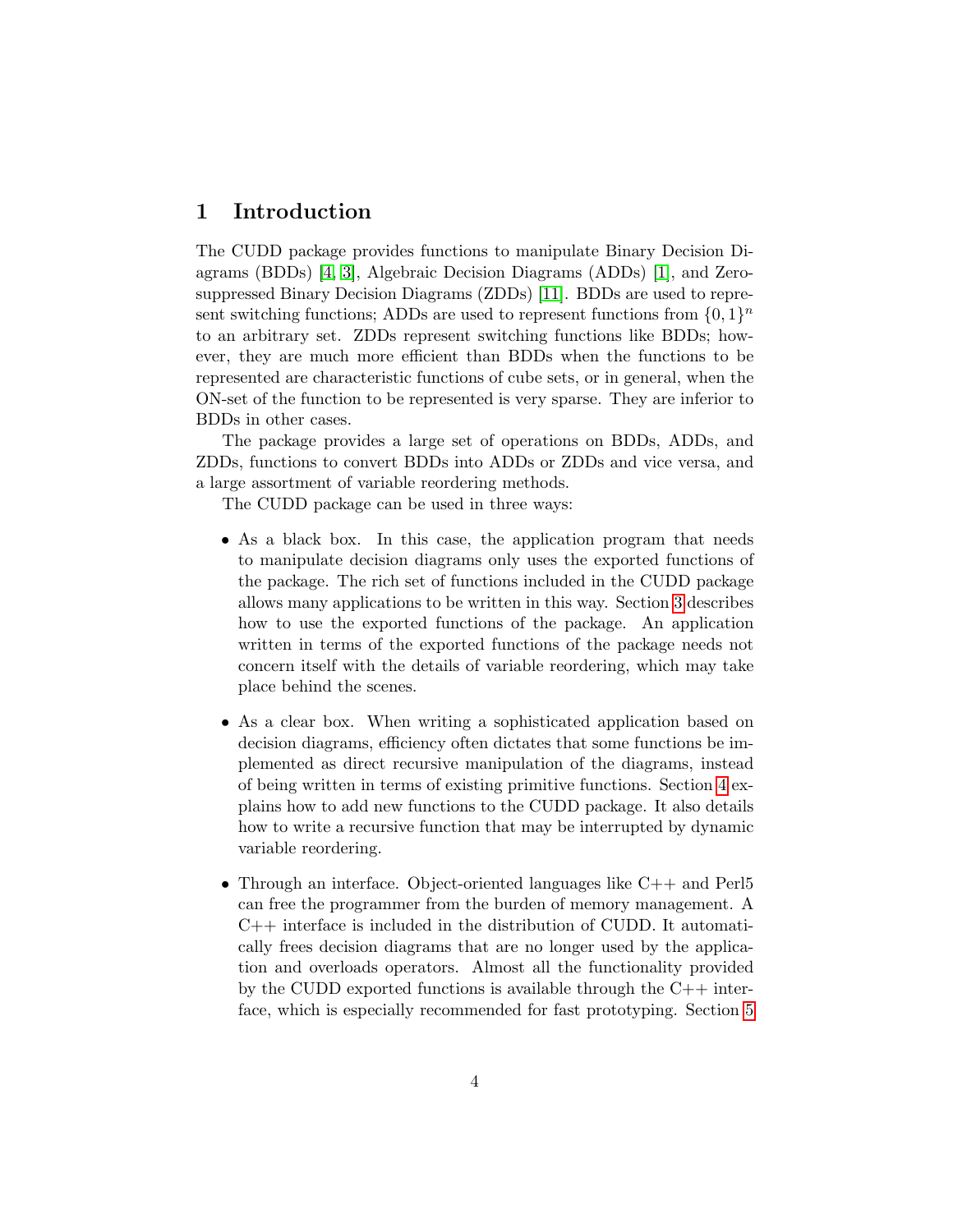# 1 Introduction

The CUDD package provides functions to manipulate Binary Decision Diagrams (BDDs) [4, 3], Algebraic Decision Diagrams (ADDs) [1], and Zero-suppressed Binary Decision Diagrams (ZDDs) [11]. BDDs are used to represent switching functions; ADDs are used to represent functions from $\{0, 1\}^n$ to an arbitrary set. ZDDs represent switching functions like BDDs; however, they are much more efficient than BDDs when the functions to be represented are characteristic functions of cube sets, or in general, when the ON-set of the function to be represented is very sparse. They are inferior to BDDs in other cases.

The package provides a large set of operations on BDDs, ADDs, and ZDDs, functions to convert BDDs into ADDs or ZDDs and vice versa, and a large assortment of variable reordering methods.

The CUDD package can be used in three ways:

- As a black box. In this case, the application program that needs to manipulate decision diagrams only uses the exported functions of the package. The rich set of functions included in the CUDD package allows many applications to be written in this way. Section 3 describes how to use the exported functions of the package. An application written in terms of the exported functions of the package needs not concern itself with the details of variable reordering, which may take place behind the scenes.

- As a clear box. When writing a sophisticated application based on decision diagrams, efficiency often dictates that some functions be implemented as direct recursive manipulation of the diagrams, instead of being written in terms of existing primitive functions. Section 4 explains how to add new functions to the CUDD package. It also details how to write a recursive function that may be interrupted by dynamic variable reordering.

- Through an interface. Object-oriented languages like C++ and Perl5 can free the programmer from the burden of memory management. A C++ interface is included in the distribution of CUDD. It automatically frees decision diagrams that are no longer used by the application and overloads operators. Almost all the functionality provided by the CUDD exported functions is available through the C++ interface, which is especially recommended for fast prototyping. Section 5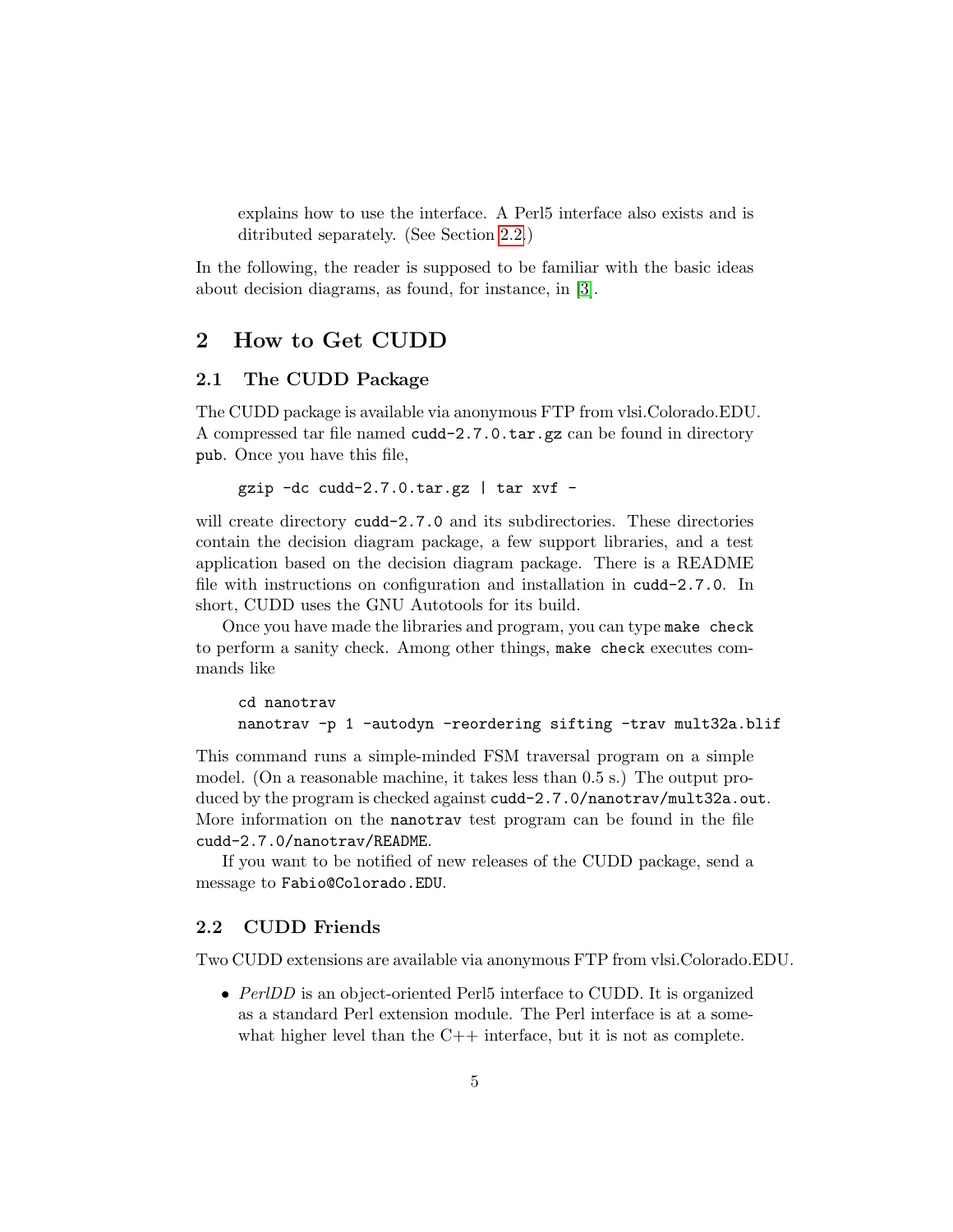explains how to use the interface. A Perl5 interface also exists and is ditributed separately. (See Section 2.2.)

In the following, the reader is supposed to be familiar with the basic ideas about decision diagrams, as found, for instance, in [3].

## 2 How to Get CUDD

### 2.1 The CUDD Package

The CUDD package is available via anonymous FTP from vlsi.Colorado.EDU. A compressed tar file named `cudd-2.7.0.tar.gz` can be found in directory `pub`. Once you have this file,

```
gzip -dc cudd-2.7.0.tar.gz | tar xvf -
```

will create directory `cudd-2.7.0` and its subdirectories. These directories contain the decision diagram package, a few support libraries, and a test application based on the decision diagram package. There is a README file with instructions on configuration and installation in `cudd-2.7.0`. In short, CUDD uses the GNU Autotools for its build.

Once you have made the libraries and program, you can type `make check` to perform a sanity check. Among other things, `make check` executes commands like

```
cd nanotrav
nanotrav -p 1 -autodyn -reordering sifting -trav mult32a.blif
```

This command runs a simple-minded FSM traversal program on a simple model. (On a reasonable machine, it takes less than 0.5 s.) The output produced by the program is checked against `cudd-2.7.0/nanotrav/mult32a.out`. More information on the `nanotrav` test program can be found in the file `cudd-2.7.0/nanotrav/README`.

If you want to be notified of new releases of the CUDD package, send a message to `Fabio@Colorado.EDU`.

### 2.2 CUDD Friends

Two CUDD extensions are available via anonymous FTP from vlsi.Colorado.EDU.

- *PerlDD* is an object-oriented Perl5 interface to CUDD. It is organized as a standard Perl extension module. The Perl interface is at a somewhat higher level than the C++ interface, but it is not as complete.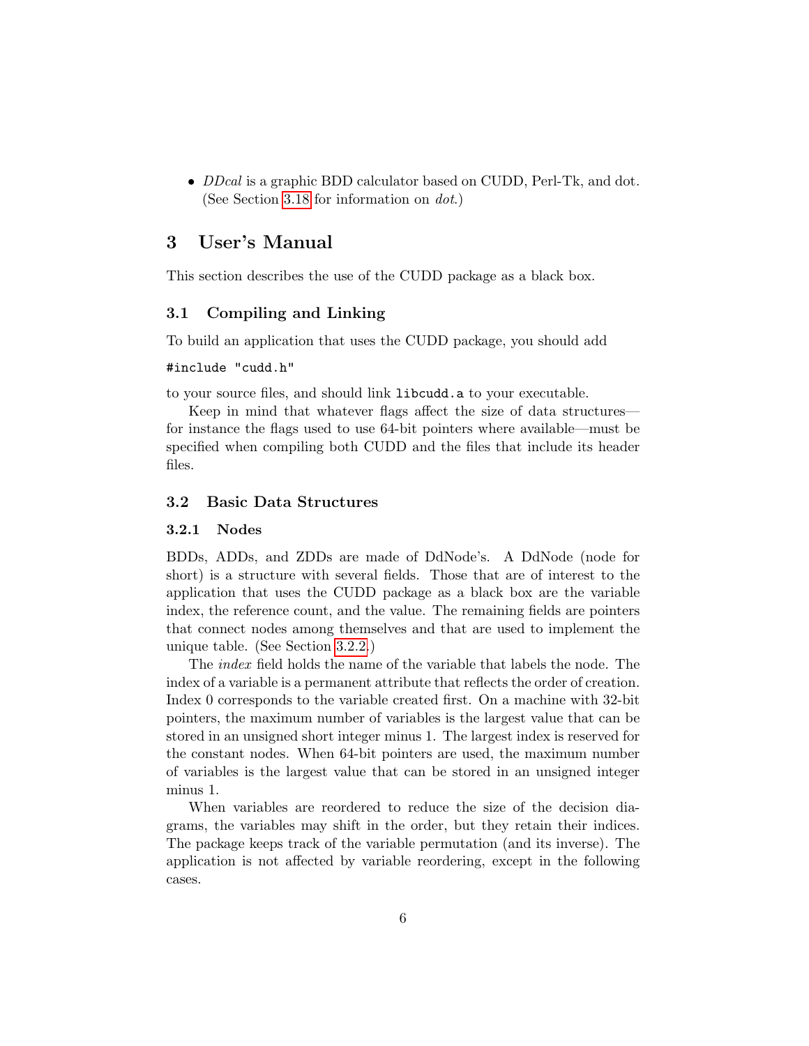- *DDcal* is a graphic BDD calculator based on CUDD, Perl-Tk, and dot. (See Section 3.18 for information on *dot*.)

# 3 User's Manual

This section describes the use of the CUDD package as a black box.

## 3.1 Compiling and Linking

To build an application that uses the CUDD package, you should add

```
#include "cudd.h"
```

to your source files, and should link `libcudd.a` to your executable.

Keep in mind that whatever flags affect the size of data structures—for instance the flags used to use 64-bit pointers where available—must be specified when compiling both CUDD and the files that include its header files.

## 3.2 Basic Data Structures

### 3.2.1 Nodes

BDDs, ADDs, and ZDDs are made of DdNode's. A DdNode (node for short) is a structure with several fields. Those that are of interest to the application that uses the CUDD package as a black box are the variable index, the reference count, and the value. The remaining fields are pointers that connect nodes among themselves and that are used to implement the unique table. (See Section 3.2.2.)

The *index* field holds the name of the variable that labels the node. The index of a variable is a permanent attribute that reflects the order of creation. Index 0 corresponds to the variable created first. On a machine with 32-bit pointers, the maximum number of variables is the largest value that can be stored in an unsigned short integer minus 1. The largest index is reserved for the constant nodes. When 64-bit pointers are used, the maximum number of variables is the largest value that can be stored in an unsigned integer minus 1.

When variables are reordered to reduce the size of the decision diagrams, the variables may shift in the order, but they retain their indices. The package keeps track of the variable permutation (and its inverse). The application is not affected by variable reordering, except in the following cases.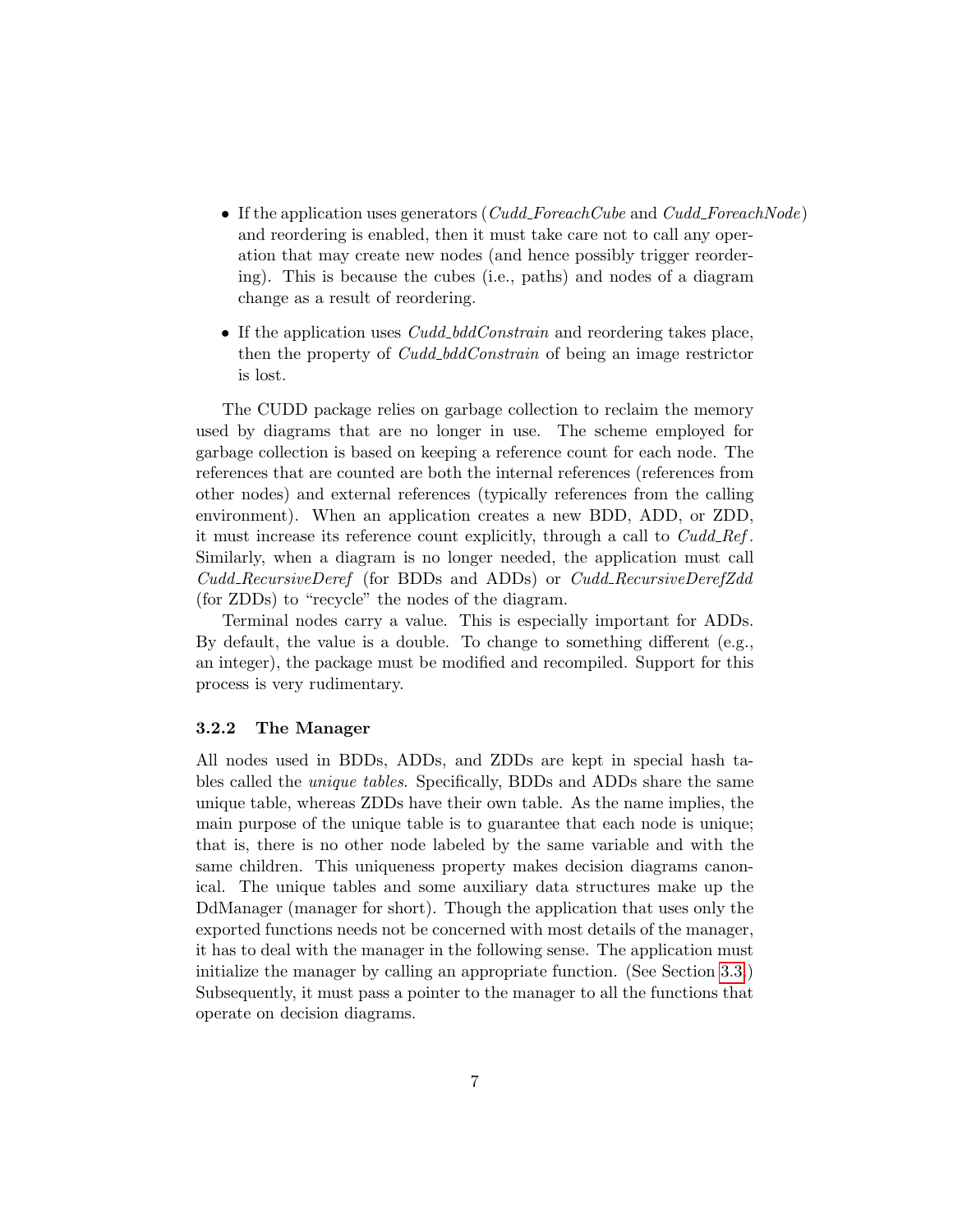- If the application uses generators (*Cudd_ForeachCube* and *Cudd_ForeachNode*) and reordering is enabled, then it must take care not to call any operation that may create new nodes (and hence possibly trigger reordering). This is because the cubes (i.e., paths) and nodes of a diagram change as a result of reordering.
- If the application uses *Cudd_bddConstrain* and reordering takes place, then the property of *Cudd_bddConstrain* of being an image restrictor is lost.

The CUDD package relies on garbage collection to reclaim the memory used by diagrams that are no longer in use. The scheme employed for garbage collection is based on keeping a reference count for each node. The references that are counted are both the internal references (references from other nodes) and external references (typically references from the calling environment). When an application creates a new BDD, ADD, or ZDD, it must increase its reference count explicitly, through a call to *Cudd_Ref*. Similarly, when a diagram is no longer needed, the application must call *Cudd_RecursiveDeref* (for BDDs and ADDs) or *Cudd_RecursiveDerefZdd* (for ZDDs) to "recycle" the nodes of the diagram.

Terminal nodes carry a value. This is especially important for ADDs. By default, the value is a double. To change to something different (e.g., an integer), the package must be modified and recompiled. Support for this process is very rudimentary.

### 3.2.2 The Manager

All nodes used in BDDs, ADDs, and ZDDs are kept in special hash tables called the *unique tables*. Specifically, BDDs and ADDs share the same unique table, whereas ZDDs have their own table. As the name implies, the main purpose of the unique table is to guarantee that each node is unique; that is, there is no other node labeled by the same variable and with the same children. This uniqueness property makes decision diagrams canonical. The unique tables and some auxiliary data structures make up the DdManager (manager for short). Though the application that uses only the exported functions needs not be concerned with most details of the manager, it has to deal with the manager in the following sense. The application must initialize the manager by calling an appropriate function. (See Section 3.3.) Subsequently, it must pass a pointer to the manager to all the functions that operate on decision diagrams.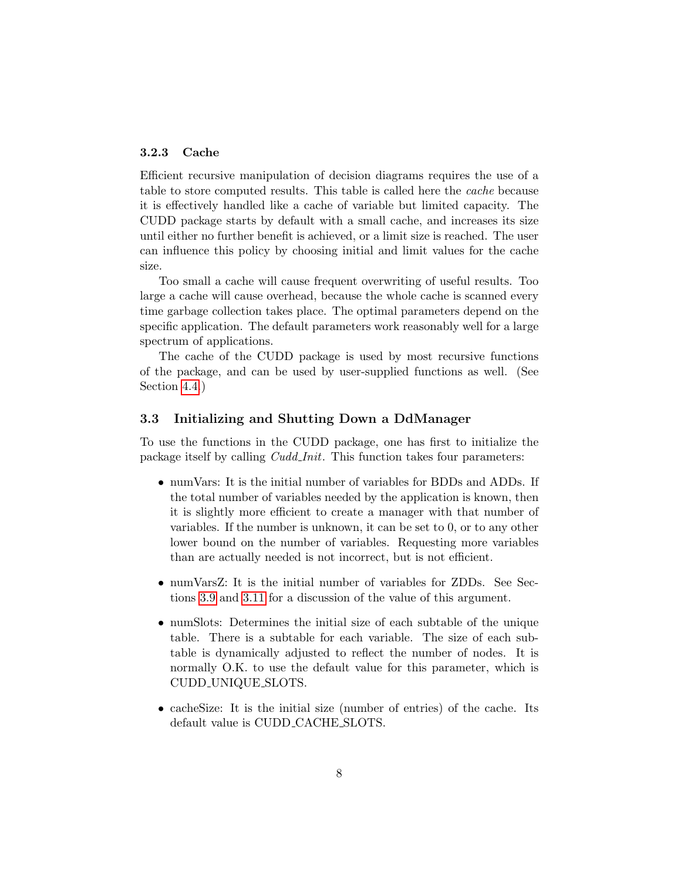### 3.2.3 Cache

Efficient recursive manipulation of decision diagrams requires the use of a table to store computed results. This table is called here the *cache* because it is effectively handled like a cache of variable but limited capacity. The CUDD package starts by default with a small cache, and increases its size until either no further benefit is achieved, or a limit size is reached. The user can influence this policy by choosing initial and limit values for the cache size.

Too small a cache will cause frequent overwriting of useful results. Too large a cache will cause overhead, because the whole cache is scanned every time garbage collection takes place. The optimal parameters depend on the specific application. The default parameters work reasonably well for a large spectrum of applications.

The cache of the CUDD package is used by most recursive functions of the package, and can be used by user-supplied functions as well. (See Section 4.4.)

## 3.3 Initializing and Shutting Down a DdManager

To use the functions in the CUDD package, one has first to initialize the package itself by calling *Cudd_Init*. This function takes four parameters:

- numVars: It is the initial number of variables for BDDs and ADDs. If the total number of variables needed by the application is known, then it is slightly more efficient to create a manager with that number of variables. If the number is unknown, it can be set to 0, or to any other lower bound on the number of variables. Requesting more variables than are actually needed is not incorrect, but is not efficient.

- numVarsZ: It is the initial number of variables for ZDDs. See Sections 3.9 and 3.11 for a discussion of the value of this argument.

- numSlots: Determines the initial size of each subtable of the unique table. There is a subtable for each variable. The size of each subtable is dynamically adjusted to reflect the number of nodes. It is normally O.K. to use the default value for this parameter, which is CUDD_UNIQUE_SLOTS.

- cacheSize: It is the initial size (number of entries) of the cache. Its default value is CUDD_CACHE_SLOTS.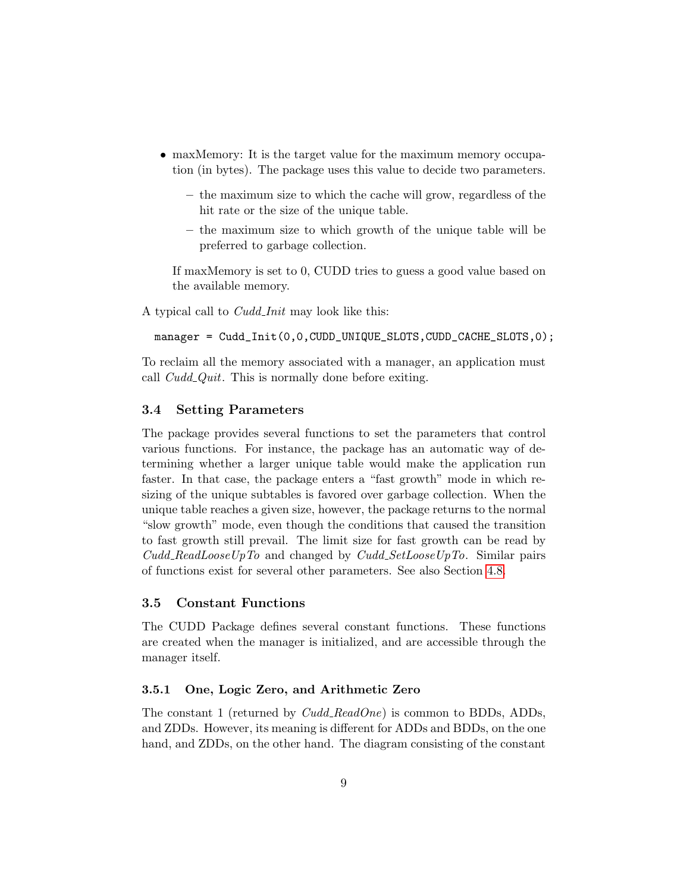- maxMemory: It is the target value for the maximum memory occupation (in bytes). The package uses this value to decide two parameters.
  - the maximum size to which the cache will grow, regardless of the hit rate or the size of the unique table.
  - the maximum size to which growth of the unique table will be preferred to garbage collection.

  If maxMemory is set to 0, CUDD tries to guess a good value based on the available memory.

A typical call to *Cudd_Init* may look like this:

```
manager = Cudd_Init(0,0,CUDD_UNIQUE_SLOTS,CUDD_CACHE_SLOTS,0);
```

To reclaim all the memory associated with a manager, an application must call *Cudd_Quit*. This is normally done before exiting.

### 3.4 Setting Parameters

The package provides several functions to set the parameters that control various functions. For instance, the package has an automatic way of determining whether a larger unique table would make the application run faster. In that case, the package enters a "fast growth" mode in which resizing of the unique subtables is favored over garbage collection. When the unique table reaches a given size, however, the package returns to the normal "slow growth" mode, even though the conditions that caused the transition to fast growth still prevail. The limit size for fast growth can be read by *Cudd_ReadLooseUpTo* and changed by *Cudd_SetLooseUpTo*. Similar pairs of functions exist for several other parameters. See also Section 4.8.

### 3.5 Constant Functions

The CUDD Package defines several constant functions. These functions are created when the manager is initialized, and are accessible through the manager itself.

#### 3.5.1 One, Logic Zero, and Arithmetic Zero

The constant 1 (returned by *Cudd_ReadOne*) is common to BDDs, ADDs, and ZDDs. However, its meaning is different for ADDs and BDDs, on the one hand, and ZDDs, on the other hand. The diagram consisting of the constant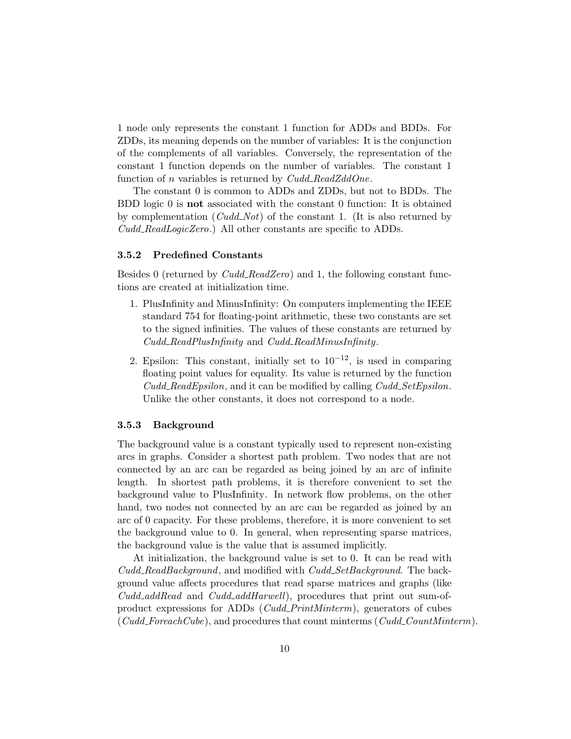1 node only represents the constant 1 function for ADDs and BDDs. For ZDDs, its meaning depends on the number of variables: It is the conjunction of the complements of all variables. Conversely, the representation of the constant 1 function depends on the number of variables. The constant 1 function of $n$ variables is returned by *Cudd_ReadZddOne*.

The constant 0 is common to ADDs and ZDDs, but not to BDDs. The BDD logic 0 is **not** associated with the constant 0 function: It is obtained by complementation (*Cudd_Not*) of the constant 1. (It is also returned by *Cudd_ReadLogicZero*.) All other constants are specific to ADDs.

### 3.5.2 Predefined Constants

Besides 0 (returned by *Cudd_ReadZero*) and 1, the following constant functions are created at initialization time.

1. PlusInfinity and MinusInfinity: On computers implementing the IEEE standard 754 for floating-point arithmetic, these two constants are set to the signed infinities. The values of these constants are returned by *Cudd_ReadPlusInfinity* and *Cudd_ReadMinusInfinity*.
2. Epsilon: This constant, initially set to $10^{-12}$, is used in comparing floating point values for equality. Its value is returned by the function *Cudd_ReadEpsilon*, and it can be modified by calling *Cudd_SetEpsilon*. Unlike the other constants, it does not correspond to a node.

### 3.5.3 Background

The background value is a constant typically used to represent non-existing arcs in graphs. Consider a shortest path problem. Two nodes that are not connected by an arc can be regarded as being joined by an arc of infinite length. In shortest path problems, it is therefore convenient to set the background value to PlusInfinity. In network flow problems, on the other hand, two nodes not connected by an arc can be regarded as joined by an arc of 0 capacity. For these problems, therefore, it is more convenient to set the background value to 0. In general, when representing sparse matrices, the background value is the value that is assumed implicitly.

At initialization, the background value is set to 0. It can be read with *Cudd_ReadBackground*, and modified with *Cudd_SetBackground*. The background value affects procedures that read sparse matrices and graphs (like *Cudd_addRead* and *Cudd_addHarwell*), procedures that print out sum-of-product expressions for ADDs (*Cudd_PrintMinterm*), generators of cubes (*Cudd_ForeachCube*), and procedures that count minterms (*Cudd_CountMinterm*).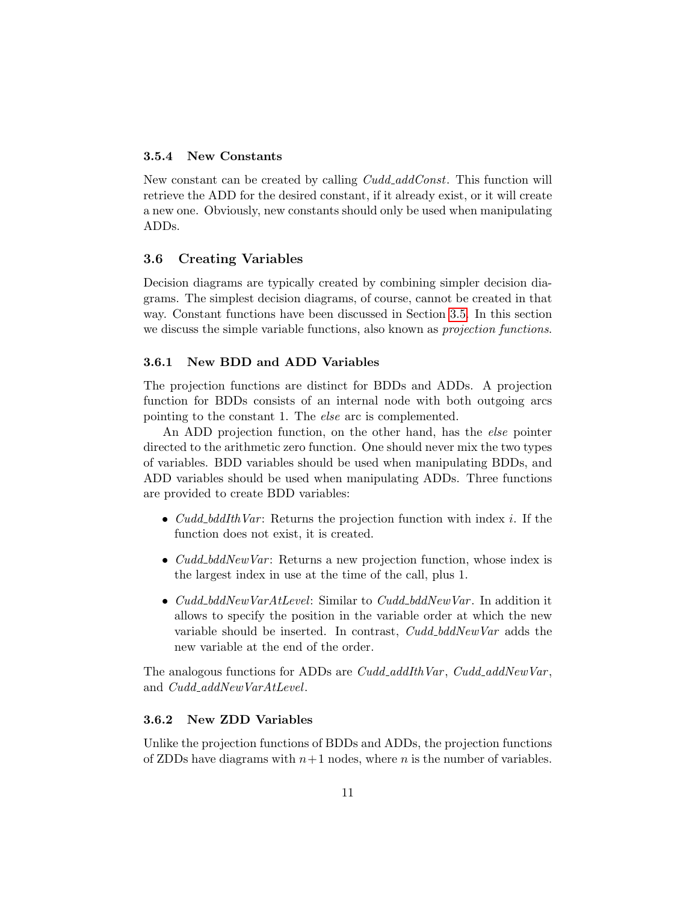#### 3.5.4 New Constants

New constant can be created by calling *Cudd_addConst*. This function will retrieve the ADD for the desired constant, if it already exist, or it will create a new one. Obviously, new constants should only be used when manipulating ADDs.

### 3.6 Creating Variables

Decision diagrams are typically created by combining simpler decision diagrams. The simplest decision diagrams, of course, cannot be created in that way. Constant functions have been discussed in Section 3.5. In this section we discuss the simple variable functions, also known as *projection functions*.

#### 3.6.1 New BDD and ADD Variables

The projection functions are distinct for BDDs and ADDs. A projection function for BDDs consists of an internal node with both outgoing arcs pointing to the constant 1. The *else* arc is complemented.

An ADD projection function, on the other hand, has the *else* pointer directed to the arithmetic zero function. One should never mix the two types of variables. BDD variables should be used when manipulating BDDs, and ADD variables should be used when manipulating ADDs. Three functions are provided to create BDD variables:

- *Cudd_bddIthVar*: Returns the projection function with index $i$. If the function does not exist, it is created.
- *Cudd_bddNewVar*: Returns a new projection function, whose index is the largest index in use at the time of the call, plus 1.
- *Cudd_bddNewVarAtLevel*: Similar to *Cudd_bddNewVar*. In addition it allows to specify the position in the variable order at which the new variable should be inserted. In contrast, *Cudd_bddNewVar* adds the new variable at the end of the order.

The analogous functions for ADDs are *Cudd_addIthVar*, *Cudd_addNewVar*, and *Cudd_addNewVarAtLevel*.

#### 3.6.2 New ZDD Variables

Unlike the projection functions of BDDs and ADDs, the projection functions of ZDDs have diagrams with $n+1$ nodes, where $n$ is the number of variables.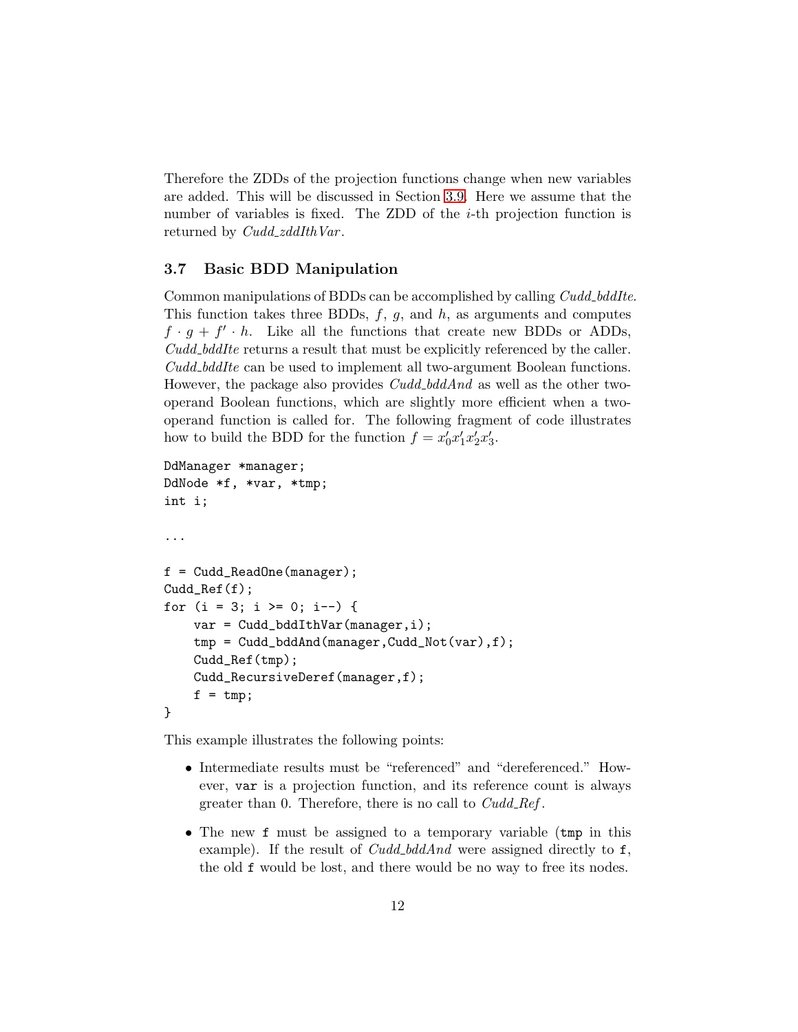Therefore the ZDDs of the projection functions change when new variables are added. This will be discussed in Section 3.9. Here we assume that the number of variables is fixed. The ZDD of the $i$-th projection function is returned by *Cudd_zddIthVar*.

### 3.7 Basic BDD Manipulation

Common manipulations of BDDs can be accomplished by calling *Cudd_bddIte*. This function takes three BDDs, $f$, $g$, and $h$, as arguments and computes $f \cdot g + f' \cdot h$. Like all the functions that create new BDDs or ADDs, *Cudd_bddIte* returns a result that must be explicitly referenced by the caller. *Cudd_bddIte* can be used to implement all two-argument Boolean functions. However, the package also provides *Cudd_bddAnd* as well as the other two-operand Boolean functions, which are slightly more efficient when a two-operand function is called for. The following fragment of code illustrates how to build the BDD for the function $f = x_0' x_1' x_2' x_3'$.

```
DdManager *manager;
DdNode *f, *var, *tmp;
int i;

...

f = Cudd_ReadOne(manager);
Cudd_Ref(f);
for (i = 3; i >= 0; i--) {
    var = Cudd_bddIthVar(manager,i);
    tmp = Cudd_bddAnd(manager,Cudd_Not(var),f);
    Cudd_Ref(tmp);
    Cudd_RecursiveDeref(manager,f);
    f = tmp;
}
```

This example illustrates the following points:

- Intermediate results must be "referenced" and "dereferenced." However, `var` is a projection function, and its reference count is always greater than 0. Therefore, there is no call to *Cudd_Ref*.
- The new `f` must be assigned to a temporary variable (`tmp` in this example). If the result of *Cudd_bddAnd* were assigned directly to `f`, the old `f` would be lost, and there would be no way to free its nodes.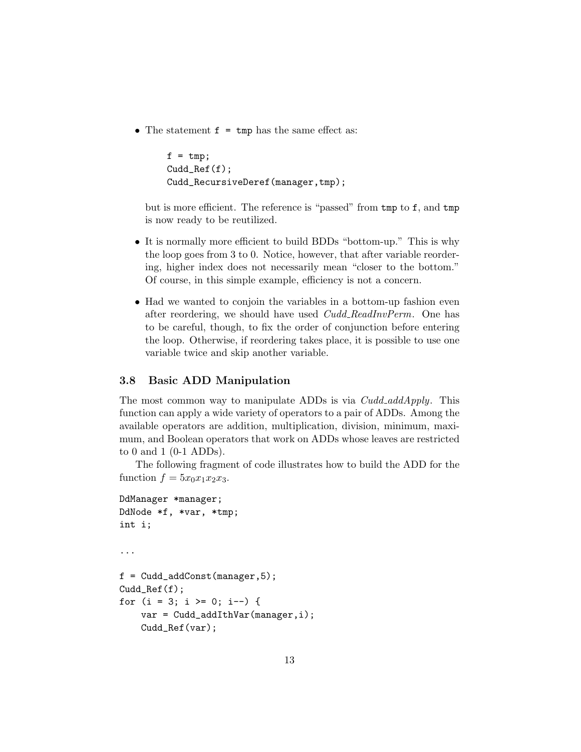- The statement `f = tmp` has the same effect as:

  ```
  f = tmp;
  Cudd_Ref(f);
  Cudd_RecursiveDeref(manager,tmp);
  ```

  but is more efficient. The reference is "passed" from `tmp` to `f`, and `tmp` is now ready to be reutilized.

- It is normally more efficient to build BDDs "bottom-up." This is why the loop goes from 3 to 0. Notice, however, that after variable reordering, higher index does not necessarily mean "closer to the bottom." Of course, in this simple example, efficiency is not a concern.

- Had we wanted to conjoin the variables in a bottom-up fashion even after reordering, we should have used *Cudd_ReadInvPerm*. One has to be careful, though, to fix the order of conjunction before entering the loop. Otherwise, if reordering takes place, it is possible to use one variable twice and skip another variable.

### 3.8 Basic ADD Manipulation

The most common way to manipulate ADDs is via *Cudd_addApply*. This function can apply a wide variety of operators to a pair of ADDs. Among the available operators are addition, multiplication, division, minimum, maximum, and Boolean operators that work on ADDs whose leaves are restricted to 0 and 1 (0-1 ADDs).

The following fragment of code illustrates how to build the ADD for the function $f = 5x_0x_1x_2x_3$.

```
DdManager *manager;
DdNode *f, *var, *tmp;
int i;

...

f = Cudd_addConst(manager,5);
Cudd_Ref(f);
for (i = 3; i >= 0; i--) {
    var = Cudd_addIthVar(manager,i);
    Cudd_Ref(var);
```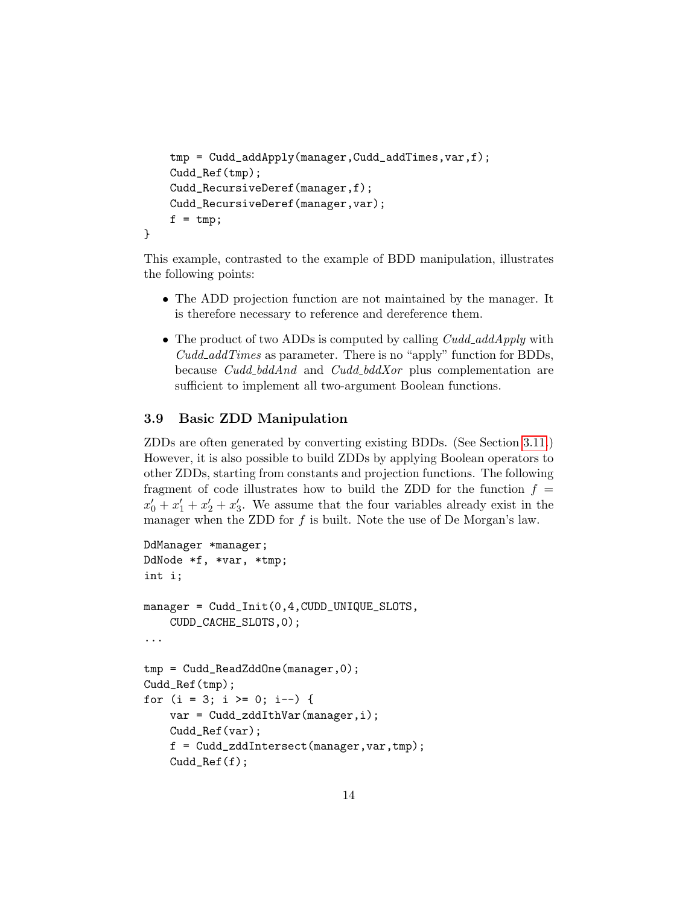```
    tmp = Cudd_addApply(manager,Cudd_addTimes,var,f);
    Cudd_Ref(tmp);
    Cudd_RecursiveDeref(manager,f);
    Cudd_RecursiveDeref(manager,var);
    f = tmp;
}
```

This example, contrasted to the example of BDD manipulation, illustrates the following points:

- The ADD projection function are not maintained by the manager. It is therefore necessary to reference and dereference them.
- The product of two ADDs is computed by calling *Cudd_addApply* with *Cudd_addTimes* as parameter. There is no "apply" function for BDDs, because *Cudd_bddAnd* and *Cudd_bddXor* plus complementation are sufficient to implement all two-argument Boolean functions.

### 3.9 Basic ZDD Manipulation

ZDDs are often generated by converting existing BDDs. (See Section 3.11.) However, it is also possible to build ZDDs by applying Boolean operators to other ZDDs, starting from constants and projection functions. The following fragment of code illustrates how to build the ZDD for the function $f = x_0' + x_1' + x_2' + x_3'$. We assume that the four variables already exist in the manager when the ZDD for $f$ is built. Note the use of De Morgan's law.

```
DdManager *manager;
DdNode *f, *var, *tmp;
int i;

manager = Cudd_Init(0,4,CUDD_UNIQUE_SLOTS,
    CUDD_CACHE_SLOTS,0);
...

tmp = Cudd_ReadZddOne(manager,0);
Cudd_Ref(tmp);
for (i = 3; i >= 0; i--) {
    var = Cudd_zddIthVar(manager,i);
    Cudd_Ref(var);
    f = Cudd_zddIntersect(manager,var,tmp);
    Cudd_Ref(f);
```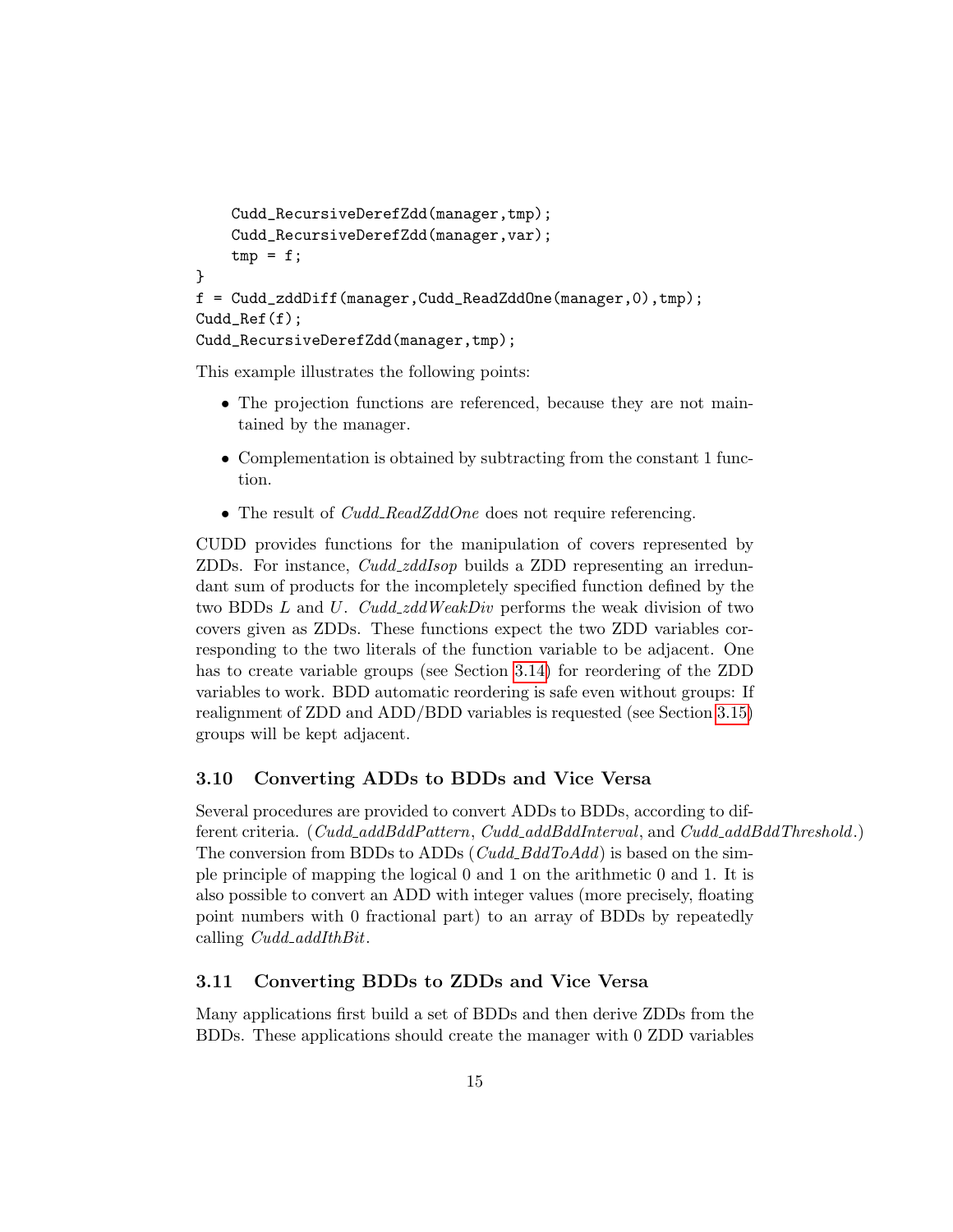```
    Cudd_RecursiveDerefZdd(manager,tmp);
    Cudd_RecursiveDerefZdd(manager,var);
    tmp = f;
}
f = Cudd_zddDiff(manager,Cudd_ReadZddOne(manager,0),tmp);
Cudd_Ref(f);
Cudd_RecursiveDerefZdd(manager,tmp);
```

This example illustrates the following points:

- The projection functions are referenced, because they are not maintained by the manager.
- Complementation is obtained by subtracting from the constant 1 function.
- The result of *Cudd_ReadZddOne* does not require referencing.

CUDD provides functions for the manipulation of covers represented by ZDDs. For instance, *Cudd_zddIsop* builds a ZDD representing an irredundant sum of products for the incompletely specified function defined by the two BDDs $L$ and $U$. *Cudd_zddWeakDiv* performs the weak division of two covers given as ZDDs. These functions expect the two ZDD variables corresponding to the two literals of the function variable to be adjacent. One has to create variable groups (see Section 3.14) for reordering of the ZDD variables to work. BDD automatic reordering is safe even without groups: If realignment of ZDD and ADD/BDD variables is requested (see Section 3.15) groups will be kept adjacent.

### 3.10 Converting ADDs to BDDs and Vice Versa

Several procedures are provided to convert ADDs to BDDs, according to different criteria. (*Cudd_addBddPattern*, *Cudd_addBddInterval*, and *Cudd_addBddThreshold*.) The conversion from BDDs to ADDs (*Cudd_BddToAdd*) is based on the simple principle of mapping the logical 0 and 1 on the arithmetic 0 and 1. It is also possible to convert an ADD with integer values (more precisely, floating point numbers with 0 fractional part) to an array of BDDs by repeatedly calling *Cudd_addIthBit*.

### 3.11 Converting BDDs to ZDDs and Vice Versa

Many applications first build a set of BDDs and then derive ZDDs from the BDDs. These applications should create the manager with 0 ZDD variables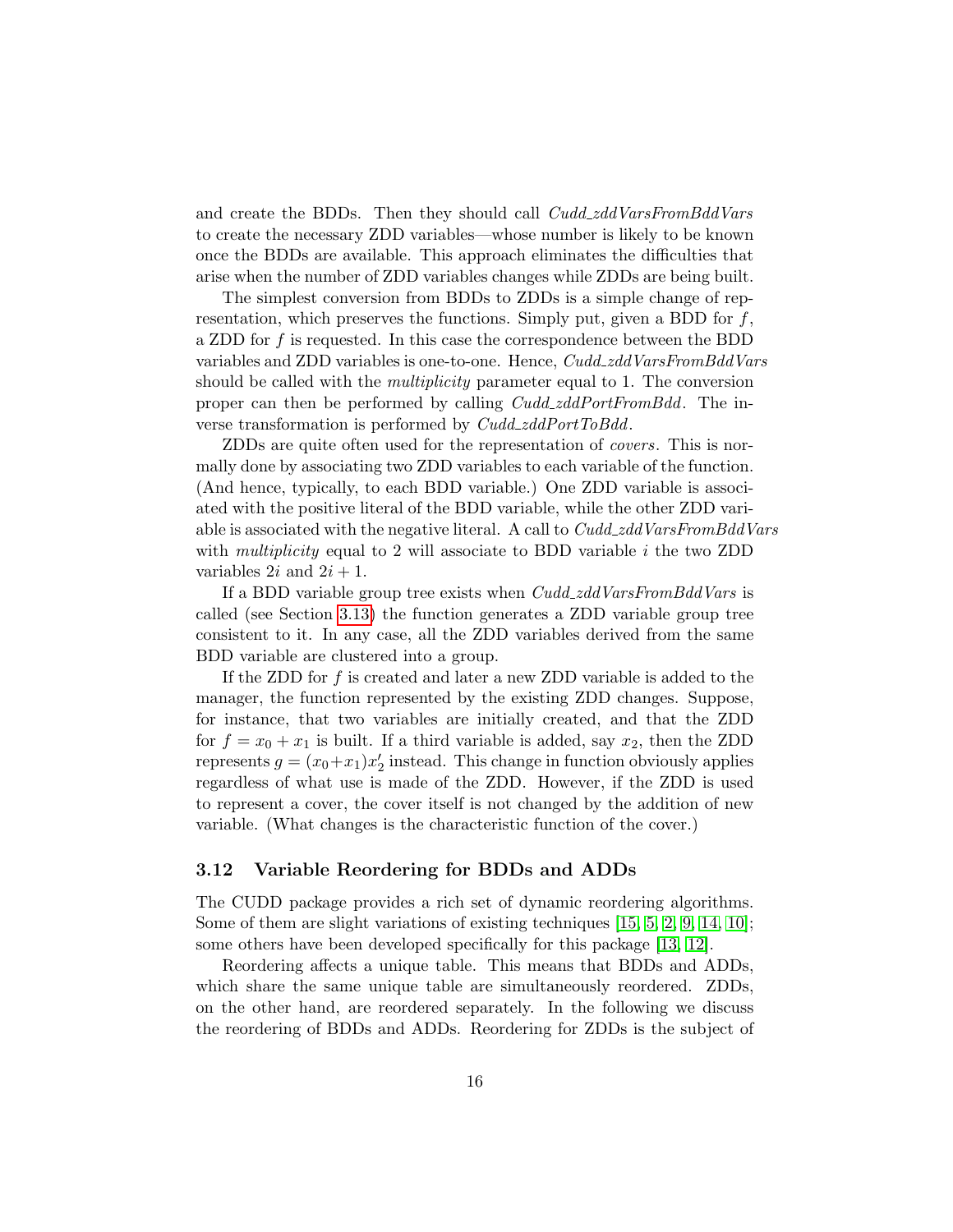and create the BDDs. Then they should call *Cudd_zddVarsFromBddVars* to create the necessary ZDD variables—whose number is likely to be known once the BDDs are available. This approach eliminates the difficulties that arise when the number of ZDD variables changes while ZDDs are being built.

The simplest conversion from BDDs to ZDDs is a simple change of representation, which preserves the functions. Simply put, given a BDD for $f$, a ZDD for $f$ is requested. In this case the correspondence between the BDD variables and ZDD variables is one-to-one. Hence, *Cudd_zddVarsFromBddVars* should be called with the *multiplicity* parameter equal to 1. The conversion proper can then be performed by calling *Cudd_zddPortFromBdd*. The inverse transformation is performed by *Cudd_zddPortToBdd*.

ZDDs are quite often used for the representation of *covers*. This is normally done by associating two ZDD variables to each variable of the function. (And hence, typically, to each BDD variable.) One ZDD variable is associated with the positive literal of the BDD variable, while the other ZDD variable is associated with the negative literal. A call to *Cudd_zddVarsFromBddVars* with *multiplicity* equal to 2 will associate to BDD variable $i$ the two ZDD variables $2i$ and $2i + 1$.

If a BDD variable group tree exists when *Cudd_zddVarsFromBddVars* is called (see Section 3.13) the function generates a ZDD variable group tree consistent to it. In any case, all the ZDD variables derived from the same BDD variable are clustered into a group.

If the ZDD for $f$ is created and later a new ZDD variable is added to the manager, the function represented by the existing ZDD changes. Suppose, for instance, that two variables are initially created, and that the ZDD for $f = x_0 + x_1$ is built. If a third variable is added, say $x_2$, then the ZDD represents $g = (x_0 + x_1)x_2'$ instead. This change in function obviously applies regardless of what use is made of the ZDD. However, if the ZDD is used to represent a cover, the cover itself is not changed by the addition of new variable. (What changes is the characteristic function of the cover.)

### 3.12 Variable Reordering for BDDs and ADDs

The CUDD package provides a rich set of dynamic reordering algorithms. Some of them are slight variations of existing techniques [15, 5, 2, 9, 14, 10]; some others have been developed specifically for this package [13, 12].

Reordering affects a unique table. This means that BDDs and ADDs, which share the same unique table are simultaneously reordered. ZDDs, on the other hand, are reordered separately. In the following we discuss the reordering of BDDs and ADDs. Reordering for ZDDs is the subject of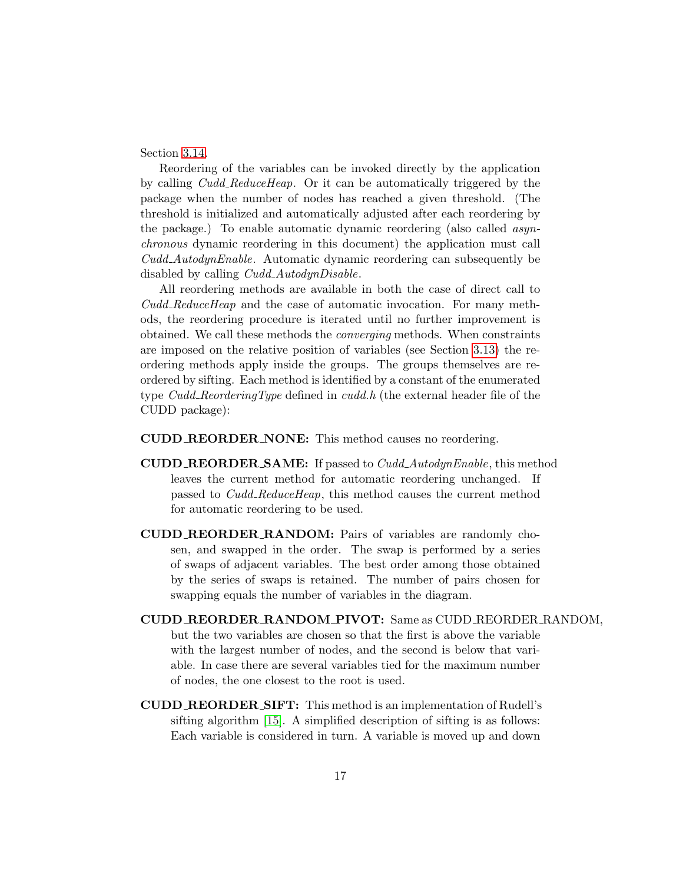Section 3.14.

Reordering of the variables can be invoked directly by the application by calling *Cudd_ReduceHeap*. Or it can be automatically triggered by the package when the number of nodes has reached a given threshold. (The threshold is initialized and automatically adjusted after each reordering by the package.) To enable automatic dynamic reordering (also called *asynchronous* dynamic reordering in this document) the application must call *Cudd_AutodynEnable*. Automatic dynamic reordering can subsequently be disabled by calling *Cudd_AutodynDisable*.

All reordering methods are available in both the case of direct call to *Cudd_ReduceHeap* and the case of automatic invocation. For many methods, the reordering procedure is iterated until no further improvement is obtained. We call these methods the *converging* methods. When constraints are imposed on the relative position of variables (see Section 3.13) the reordering methods apply inside the groups. The groups themselves are reordered by sifting. Each method is identified by a constant of the enumerated type *Cudd_ReorderingType* defined in *cudd.h* (the external header file of the CUDD package):

**CUDD_REORDER_NONE:** This method causes no reordering.

**CUDD_REORDER_SAME:** If passed to *Cudd_AutodynEnable*, this method leaves the current method for automatic reordering unchanged. If passed to *Cudd_ReduceHeap*, this method causes the current method for automatic reordering to be used.

**CUDD_REORDER_RANDOM:** Pairs of variables are randomly chosen, and swapped in the order. The swap is performed by a series of swaps of adjacent variables. The best order among those obtained by the series of swaps is retained. The number of pairs chosen for swapping equals the number of variables in the diagram.

**CUDD_REORDER_RANDOM_PIVOT:** Same as CUDD_REORDER_RANDOM, but the two variables are chosen so that the first is above the variable with the largest number of nodes, and the second is below that variable. In case there are several variables tied for the maximum number of nodes, the one closest to the root is used.

**CUDD_REORDER_SIFT:** This method is an implementation of Rudell's sifting algorithm [15]. A simplified description of sifting is as follows: Each variable is considered in turn. A variable is moved up and down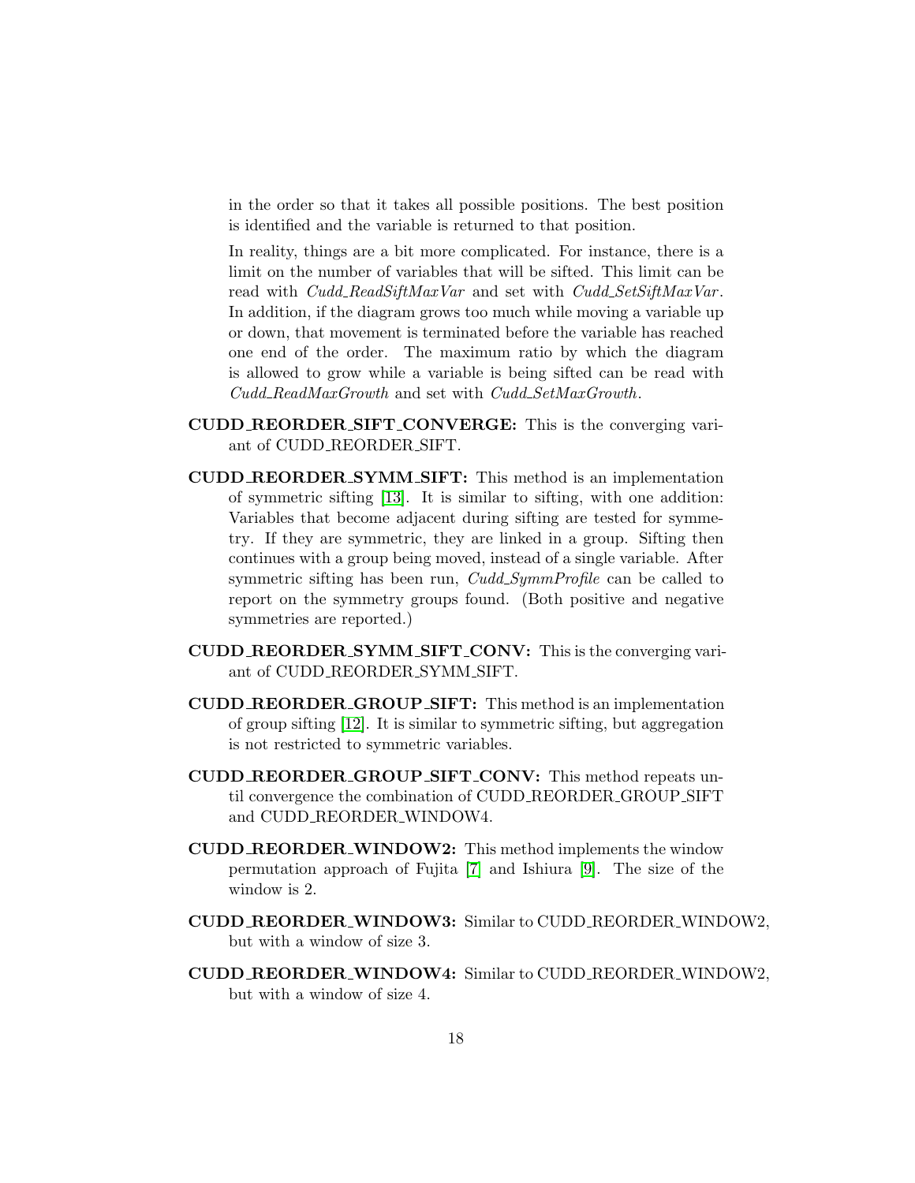in the order so that it takes all possible positions. The best position is identified and the variable is returned to that position.

In reality, things are a bit more complicated. For instance, there is a limit on the number of variables that will be sifted. This limit can be read with *Cudd_ReadSiftMaxVar* and set with *Cudd_SetSiftMaxVar*. In addition, if the diagram grows too much while moving a variable up or down, that movement is terminated before the variable has reached one end of the order. The maximum ratio by which the diagram is allowed to grow while a variable is being sifted can be read with *Cudd_ReadMaxGrowth* and set with *Cudd_SetMaxGrowth*.

**CUDD_REORDER_SIFT_CONVERGE:** This is the converging variant of CUDD_REORDER_SIFT.

**CUDD_REORDER_SYMM_SIFT:** This method is an implementation of symmetric sifting [13]. It is similar to sifting, with one addition: Variables that become adjacent during sifting are tested for symmetry. If they are symmetric, they are linked in a group. Sifting then continues with a group being moved, instead of a single variable. After symmetric sifting has been run, *Cudd_SymmProfile* can be called to report on the symmetry groups found. (Both positive and negative symmetries are reported.)

**CUDD_REORDER_SYMM_SIFT_CONV:** This is the converging variant of CUDD_REORDER_SYMM_SIFT.

**CUDD_REORDER_GROUP_SIFT:** This method is an implementation of group sifting [12]. It is similar to symmetric sifting, but aggregation is not restricted to symmetric variables.

**CUDD_REORDER_GROUP_SIFT_CONV:** This method repeats until convergence the combination of CUDD_REORDER_GROUP_SIFT and CUDD_REORDER_WINDOW4.

**CUDD_REORDER_WINDOW2:** This method implements the window permutation approach of Fujita [7] and Ishiura [9]. The size of the window is 2.

**CUDD_REORDER_WINDOW3:** Similar to CUDD_REORDER_WINDOW2, but with a window of size 3.

**CUDD_REORDER_WINDOW4:** Similar to CUDD_REORDER_WINDOW2, but with a window of size 4.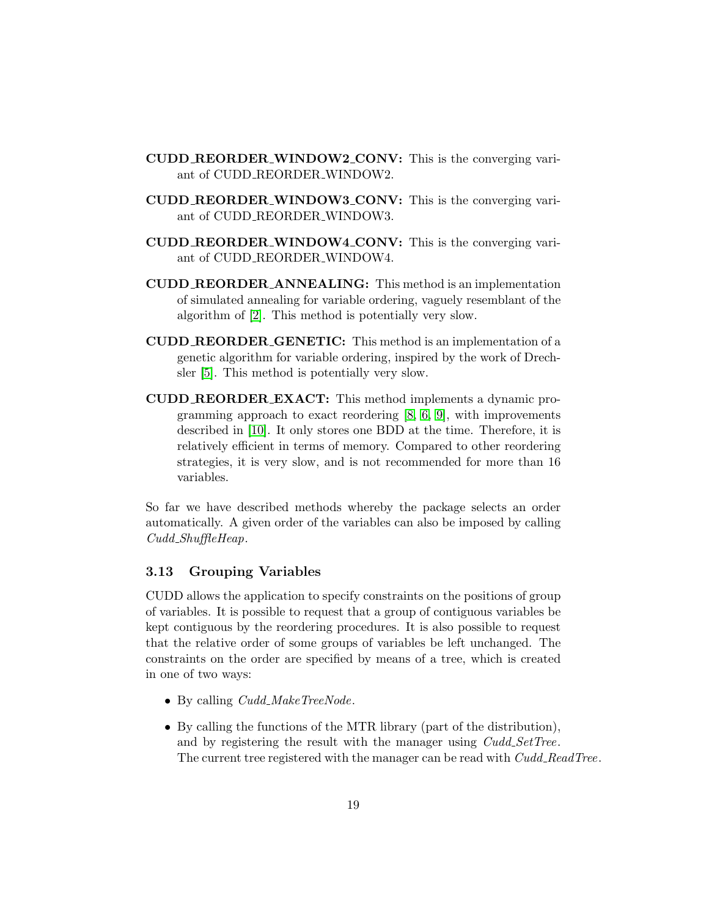**CUDD_REORDER_WINDOW2_CONV:** This is the converging variant of CUDD_REORDER_WINDOW2.

**CUDD_REORDER_WINDOW3_CONV:** This is the converging variant of CUDD_REORDER_WINDOW3.

**CUDD_REORDER_WINDOW4_CONV:** This is the converging variant of CUDD_REORDER_WINDOW4.

**CUDD_REORDER_ANNEALING:** This method is an implementation of simulated annealing for variable ordering, vaguely resemblant of the algorithm of [2]. This method is potentially very slow.

**CUDD_REORDER_GENETIC:** This method is an implementation of a genetic algorithm for variable ordering, inspired by the work of Drechsler [5]. This method is potentially very slow.

**CUDD_REORDER_EXACT:** This method implements a dynamic programming approach to exact reordering [8, 6, 9], with improvements described in [10]. It only stores one BDD at the time. Therefore, it is relatively efficient in terms of memory. Compared to other reordering strategies, it is very slow, and is not recommended for more than 16 variables.

So far we have described methods whereby the package selects an order automatically. A given order of the variables can also be imposed by calling *Cudd_ShuffleHeap*.

### 3.13 Grouping Variables

CUDD allows the application to specify constraints on the positions of group of variables. It is possible to request that a group of contiguous variables be kept contiguous by the reordering procedures. It is also possible to request that the relative order of some groups of variables be left unchanged. The constraints on the order are specified by means of a tree, which is created in one of two ways:

- By calling *Cudd_MakeTreeNode*.
- By calling the functions of the MTR library (part of the distribution), and by registering the result with the manager using *Cudd_SetTree*. The current tree registered with the manager can be read with *Cudd_ReadTree*.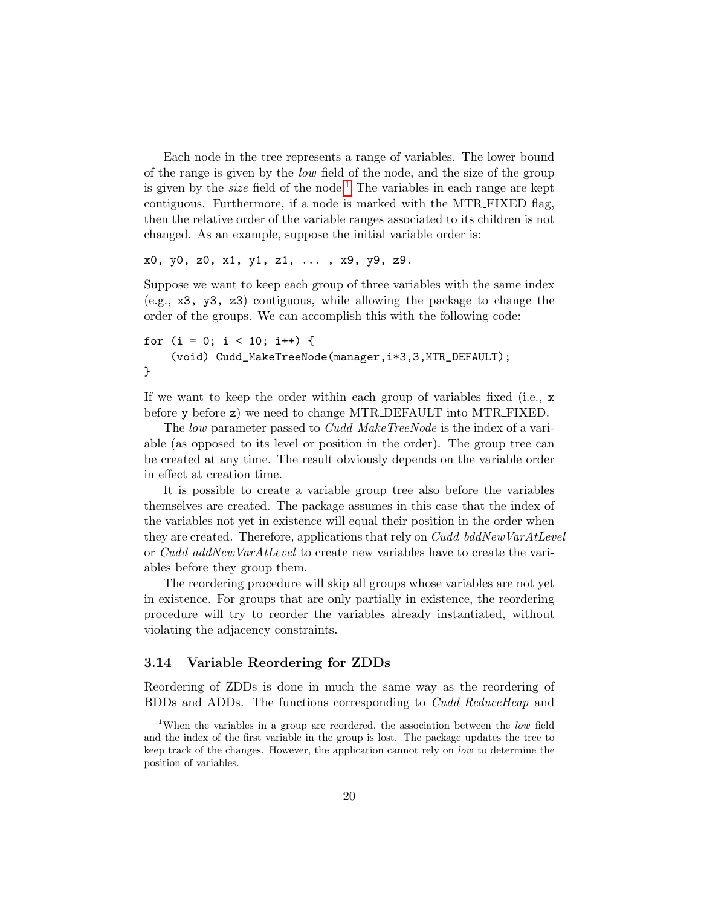Each node in the tree represents a range of variables. The lower bound of the range is given by the *low* field of the node, and the size of the group is given by the *size* field of the node.[1] The variables in each range are kept contiguous. Furthermore, if a node is marked with the MTR_FIXED flag, then the relative order of the variable ranges associated to its children is not changed. As an example, suppose the initial variable order is:

```
x0, y0, z0, x1, y1, z1, ... , x9, y9, z9.
```

Suppose we want to keep each group of three variables with the same index (e.g., `x3, y3, z3`) contiguous, while allowing the package to change the order of the groups. We can accomplish this with the following code:

```
for (i = 0; i < 10; i++) {
    (void) Cudd_MakeTreeNode(manager,i*3,3,MTR_DEFAULT);
}
```

If we want to keep the order within each group of variables fixed (i.e., `x` before `y` before `z`) we need to change MTR_DEFAULT into MTR_FIXED.

The *low* parameter passed to *Cudd_MakeTreeNode* is the index of a variable (as opposed to its level or position in the order). The group tree can be created at any time. The result obviously depends on the variable order in effect at creation time.

It is possible to create a variable group tree also before the variables themselves are created. The package assumes in this case that the index of the variables not yet in existence will equal their position in the order when they are created. Therefore, applications that rely on *Cudd_bddNewVarAtLevel* or *Cudd_addNewVarAtLevel* to create new variables have to create the variables before they group them.

The reordering procedure will skip all groups whose variables are not yet in existence. For groups that are only partially in existence, the reordering procedure will try to reorder the variables already instantiated, without violating the adjacency constraints.

### 3.14 Variable Reordering for ZDDs

Reordering of ZDDs is done in much the same way as the reordering of BDDs and ADDs. The functions corresponding to *Cudd_ReduceHeap* and

---

[1] When the variables in a group are reordered, the association between the *low* field and the index of the first variable in the group is lost. The package updates the tree to keep track of the changes. However, the application cannot rely on *low* to determine the position of variables.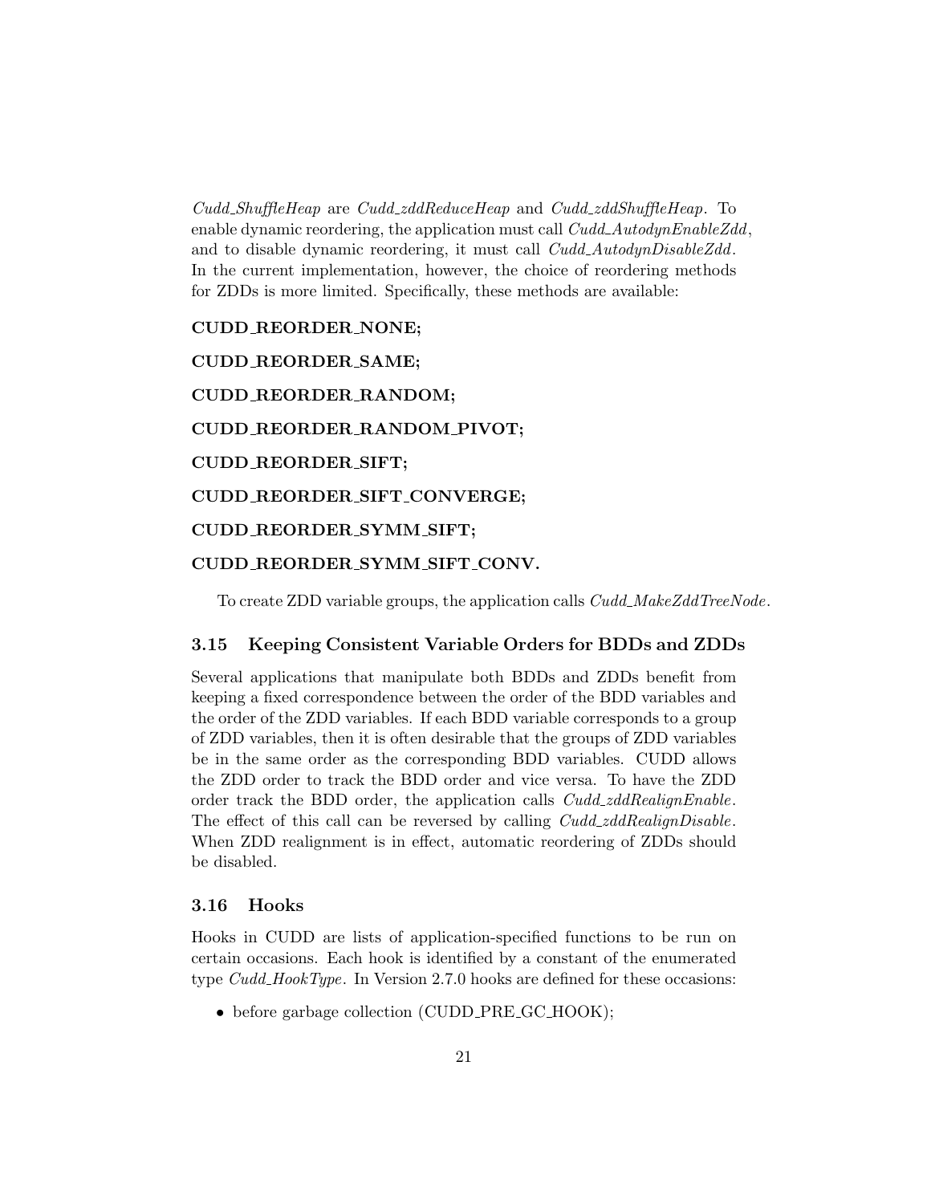*Cudd_ShuffleHeap* are *Cudd_zddReduceHeap* and *Cudd_zddShuffleHeap*. To enable dynamic reordering, the application must call *Cudd_AutodynEnableZdd*, and to disable dynamic reordering, it must call *Cudd_AutodynDisableZdd*. In the current implementation, however, the choice of reordering methods for ZDDs is more limited. Specifically, these methods are available:

**CUDD_REORDER_NONE;**

**CUDD_REORDER_SAME;**

**CUDD_REORDER_RANDOM;**

**CUDD_REORDER_RANDOM_PIVOT;**

**CUDD_REORDER_SIFT;**

**CUDD_REORDER_SIFT_CONVERGE;**

**CUDD_REORDER_SYMM_SIFT;**

**CUDD_REORDER_SYMM_SIFT_CONV.**

To create ZDD variable groups, the application calls *Cudd_MakeZddTreeNode*.

### 3.15 Keeping Consistent Variable Orders for BDDs and ZDDs

Several applications that manipulate both BDDs and ZDDs benefit from keeping a fixed correspondence between the order of the BDD variables and the order of the ZDD variables. If each BDD variable corresponds to a group of ZDD variables, then it is often desirable that the groups of ZDD variables be in the same order as the corresponding BDD variables. CUDD allows the ZDD order to track the BDD order and vice versa. To have the ZDD order track the BDD order, the application calls *Cudd_zddRealignEnable*. The effect of this call can be reversed by calling *Cudd_zddRealignDisable*. When ZDD realignment is in effect, automatic reordering of ZDDs should be disabled.

### 3.16 Hooks

Hooks in CUDD are lists of application-specified functions to be run on certain occasions. Each hook is identified by a constant of the enumerated type *Cudd_HookType*. In Version 2.7.0 hooks are defined for these occasions:

- before garbage collection (CUDD_PRE_GC_HOOK);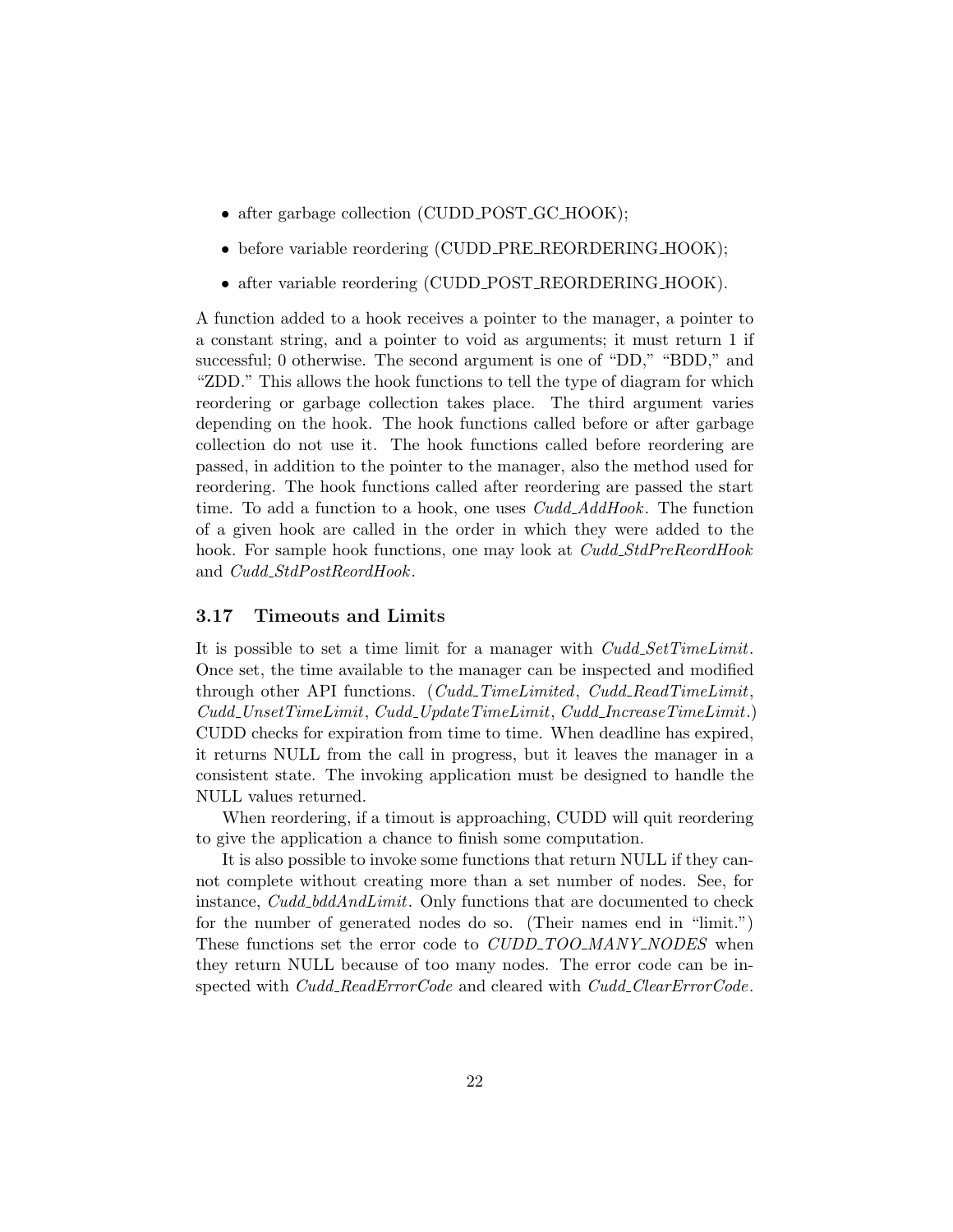- after garbage collection (CUDD_POST_GC_HOOK);
- before variable reordering (CUDD_PRE_REORDERING_HOOK);
- after variable reordering (CUDD_POST_REORDERING_HOOK).

A function added to a hook receives a pointer to the manager, a pointer to a constant string, and a pointer to void as arguments; it must return 1 if successful; 0 otherwise. The second argument is one of "DD," "BDD," and "ZDD." This allows the hook functions to tell the type of diagram for which reordering or garbage collection takes place. The third argument varies depending on the hook. The hook functions called before or after garbage collection do not use it. The hook functions called before reordering are passed, in addition to the pointer to the manager, also the method used for reordering. The hook functions called after reordering are passed the start time. To add a function to a hook, one uses *Cudd_AddHook*. The function of a given hook are called in the order in which they were added to the hook. For sample hook functions, one may look at *Cudd_StdPreReordHook* and *Cudd_StdPostReordHook*.

### 3.17 Timeouts and Limits

It is possible to set a time limit for a manager with *Cudd_SetTimeLimit*. Once set, the time available to the manager can be inspected and modified through other API functions. (*Cudd_TimeLimited*, *Cudd_ReadTimeLimit*, *Cudd_UnsetTimeLimit*, *Cudd_UpdateTimeLimit*, *Cudd_IncreaseTimeLimit*.) CUDD checks for expiration from time to time. When deadline has expired, it returns NULL from the call in progress, but it leaves the manager in a consistent state. The invoking application must be designed to handle the NULL values returned.

When reordering, if a timout is approaching, CUDD will quit reordering to give the application a chance to finish some computation.

It is also possible to invoke some functions that return NULL if they cannot complete without creating more than a set number of nodes. See, for instance, *Cudd_bddAndLimit*. Only functions that are documented to check for the number of generated nodes do so. (Their names end in "limit.") These functions set the error code to *CUDD_TOO_MANY_NODES* when they return NULL because of too many nodes. The error code can be inspected with *Cudd_ReadErrorCode* and cleared with *Cudd_ClearErrorCode*.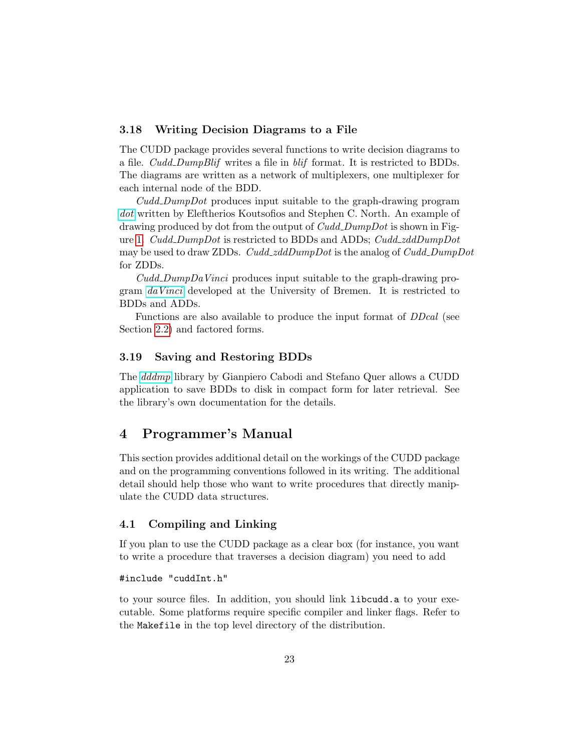### 3.18 Writing Decision Diagrams to a File

The CUDD package provides several functions to write decision diagrams to a file. *Cudd_DumpBlif* writes a file in *blif* format. It is restricted to BDDs. The diagrams are written as a network of multiplexers, one multiplexer for each internal node of the BDD.

*Cudd_DumpDot* produces input suitable to the graph-drawing program *dot* written by Eleftherios Koutsofios and Stephen C. North. An example of drawing produced by dot from the output of *Cudd_DumpDot* is shown in Figure 1. *Cudd_DumpDot* is restricted to BDDs and ADDs; *Cudd_zddDumpDot* may be used to draw ZDDs. *Cudd_zddDumpDot* is the analog of *Cudd_DumpDot* for ZDDs.

*Cudd_DumpDaVinci* produces input suitable to the graph-drawing program *daVinci* developed at the University of Bremen. It is restricted to BDDs and ADDs.

Functions are also available to produce the input format of *DDcal* (see Section 2.2) and factored forms.

### 3.19 Saving and Restoring BDDs

The *dddmp* library by Gianpiero Cabodi and Stefano Quer allows a CUDD application to save BDDs to disk in compact form for later retrieval. See the library's own documentation for the details.

## 4 Programmer's Manual

This section provides additional detail on the workings of the CUDD package and on the programming conventions followed in its writing. The additional detail should help those who want to write procedures that directly manipulate the CUDD data structures.

### 4.1 Compiling and Linking

If you plan to use the CUDD package as a clear box (for instance, you want to write a procedure that traverses a decision diagram) you need to add

```
#include "cuddInt.h"
```

to your source files. In addition, you should link `libcudd.a` to your executable. Some platforms require specific compiler and linker flags. Refer to the `Makefile` in the top level directory of the distribution.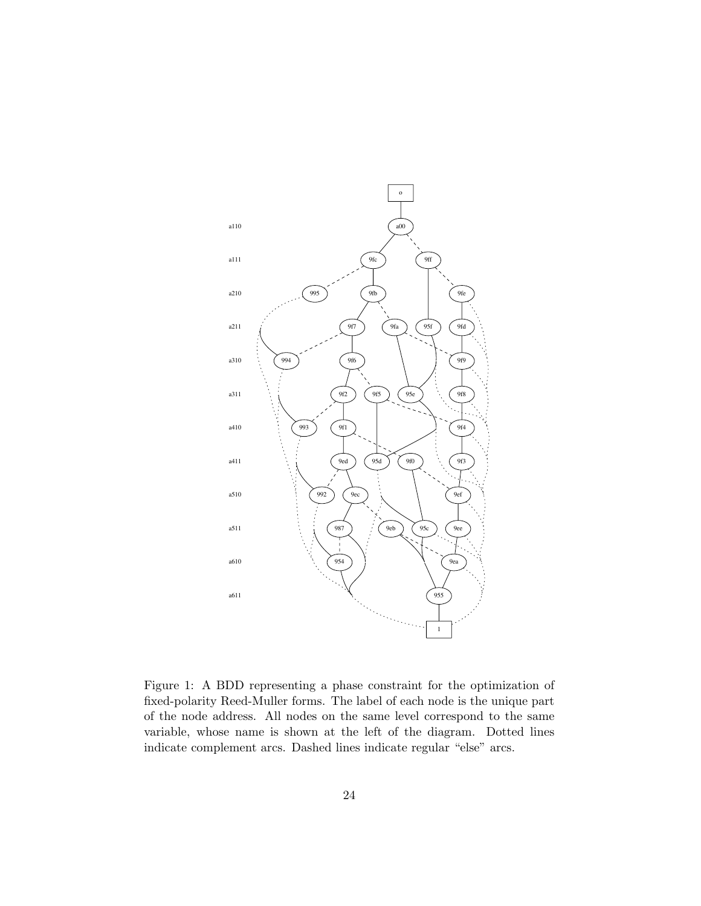Figure 1: A BDD representing a phase constraint for the optimization of fixed-polarity Reed-Muller forms. The label of each node is the unique part of the node address. All nodes on the same level correspond to the same variable, whose name is shown at the left of the diagram. Dotted lines indicate complement arcs. Dashed lines indicate regular "else" arcs.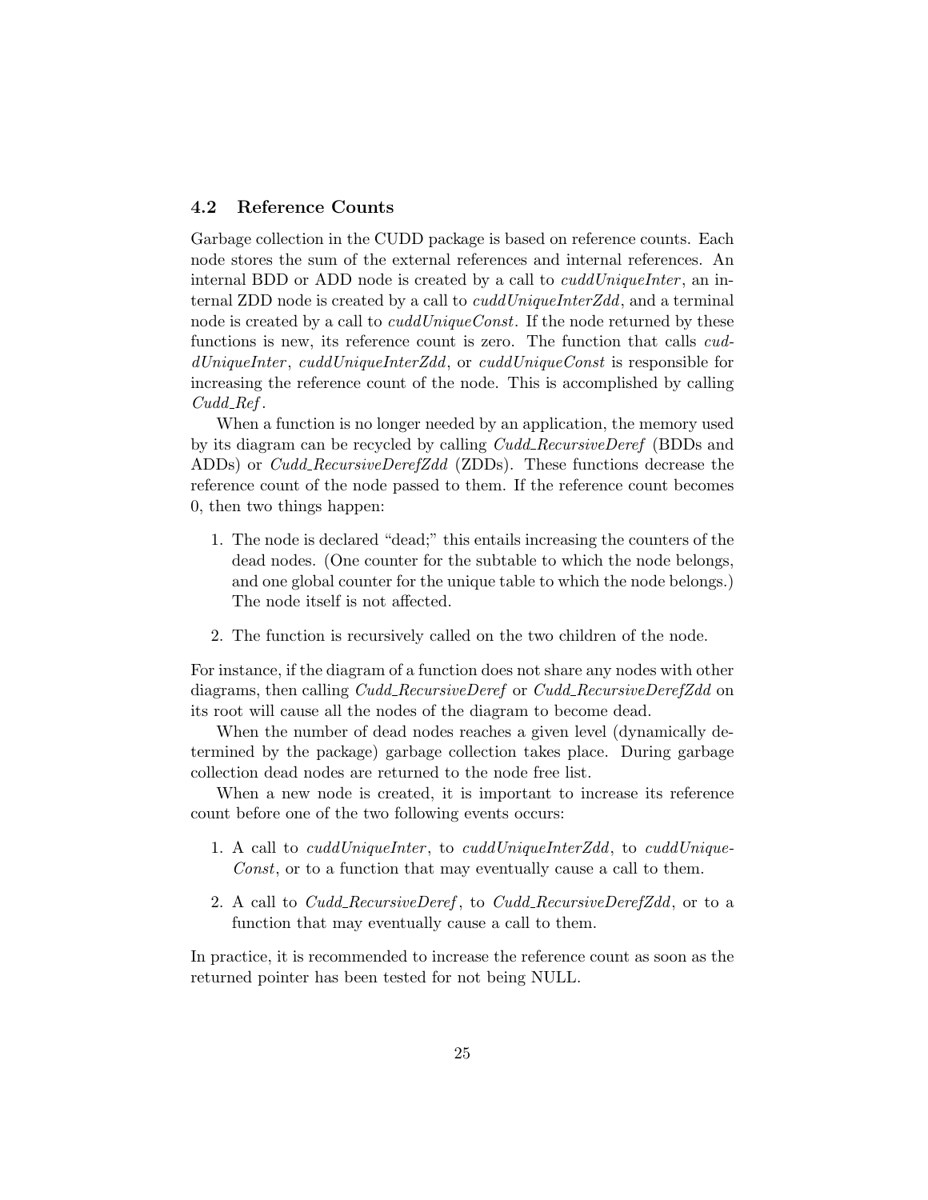### 4.2 Reference Counts

Garbage collection in the CUDD package is based on reference counts. Each node stores the sum of the external references and internal references. An internal BDD or ADD node is created by a call to *cuddUniqueInter*, an internal ZDD node is created by a call to *cuddUniqueInterZdd*, and a terminal node is created by a call to *cuddUniqueConst*. If the node returned by these functions is new, its reference count is zero. The function that calls *cuddUniqueInter*, *cuddUniqueInterZdd*, or *cuddUniqueConst* is responsible for increasing the reference count of the node. This is accomplished by calling *Cudd_Ref*.

When a function is no longer needed by an application, the memory used by its diagram can be recycled by calling *Cudd_RecursiveDeref* (BDDs and ADDs) or *Cudd_RecursiveDerefZdd* (ZDDs). These functions decrease the reference count of the node passed to them. If the reference count becomes 0, then two things happen:

1. The node is declared "dead;" this entails increasing the counters of the dead nodes. (One counter for the subtable to which the node belongs, and one global counter for the unique table to which the node belongs.) The node itself is not affected.
2. The function is recursively called on the two children of the node.

For instance, if the diagram of a function does not share any nodes with other diagrams, then calling *Cudd_RecursiveDeref* or *Cudd_RecursiveDerefZdd* on its root will cause all the nodes of the diagram to become dead.

When the number of dead nodes reaches a given level (dynamically determined by the package) garbage collection takes place. During garbage collection dead nodes are returned to the node free list.

When a new node is created, it is important to increase its reference count before one of the two following events occurs:

1. A call to *cuddUniqueInter*, to *cuddUniqueInterZdd*, to *cuddUniqueConst*, or to a function that may eventually cause a call to them.
2. A call to *Cudd_RecursiveDeref*, to *Cudd_RecursiveDerefZdd*, or to a function that may eventually cause a call to them.

In practice, it is recommended to increase the reference count as soon as the returned pointer has been tested for not being NULL.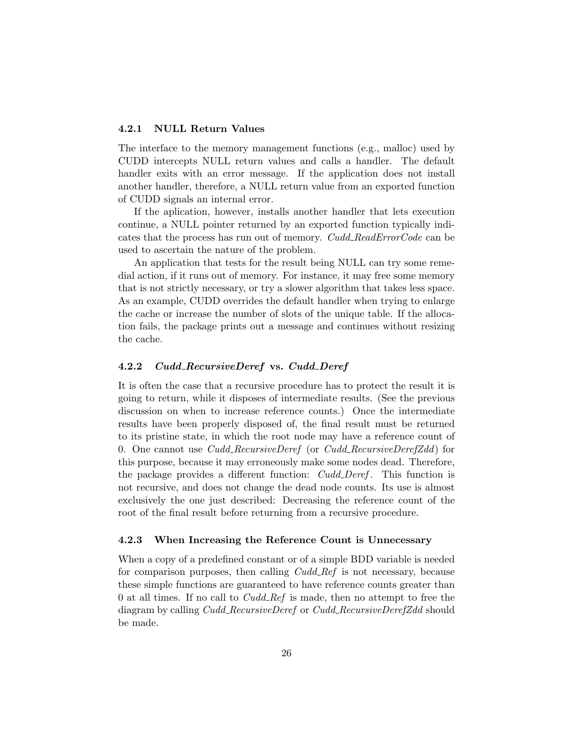### 4.2.1 NULL Return Values

The interface to the memory management functions (e.g., malloc) used by CUDD intercepts NULL return values and calls a handler. The default handler exits with an error message. If the application does not install another handler, therefore, a NULL return value from an exported function of CUDD signals an internal error.

If the aplication, however, installs another handler that lets execution continue, a NULL pointer returned by an exported function typically indicates that the process has run out of memory. *Cudd_ReadErrorCode* can be used to ascertain the nature of the problem.

An application that tests for the result being NULL can try some remedial action, if it runs out of memory. For instance, it may free some memory that is not strictly necessary, or try a slower algorithm that takes less space. As an example, CUDD overrides the default handler when trying to enlarge the cache or increase the number of slots of the unique table. If the allocation fails, the package prints out a message and continues without resizing the cache.

### 4.2.2 *Cudd_RecursiveDeref* vs. *Cudd_Deref*

It is often the case that a recursive procedure has to protect the result it is going to return, while it disposes of intermediate results. (See the previous discussion on when to increase reference counts.) Once the intermediate results have been properly disposed of, the final result must be returned to its pristine state, in which the root node may have a reference count of 0. One cannot use *Cudd_RecursiveDeref* (or *Cudd_RecursiveDerefZdd*) for this purpose, because it may erroneously make some nodes dead. Therefore, the package provides a different function: *Cudd_Deref*. This function is not recursive, and does not change the dead node counts. Its use is almost exclusively the one just described: Decreasing the reference count of the root of the final result before returning from a recursive procedure.

### 4.2.3 When Increasing the Reference Count is Unnecessary

When a copy of a predefined constant or of a simple BDD variable is needed for comparison purposes, then calling *Cudd_Ref* is not necessary, because these simple functions are guaranteed to have reference counts greater than 0 at all times. If no call to *Cudd_Ref* is made, then no attempt to free the diagram by calling *Cudd_RecursiveDeref* or *Cudd_RecursiveDerefZdd* should be made.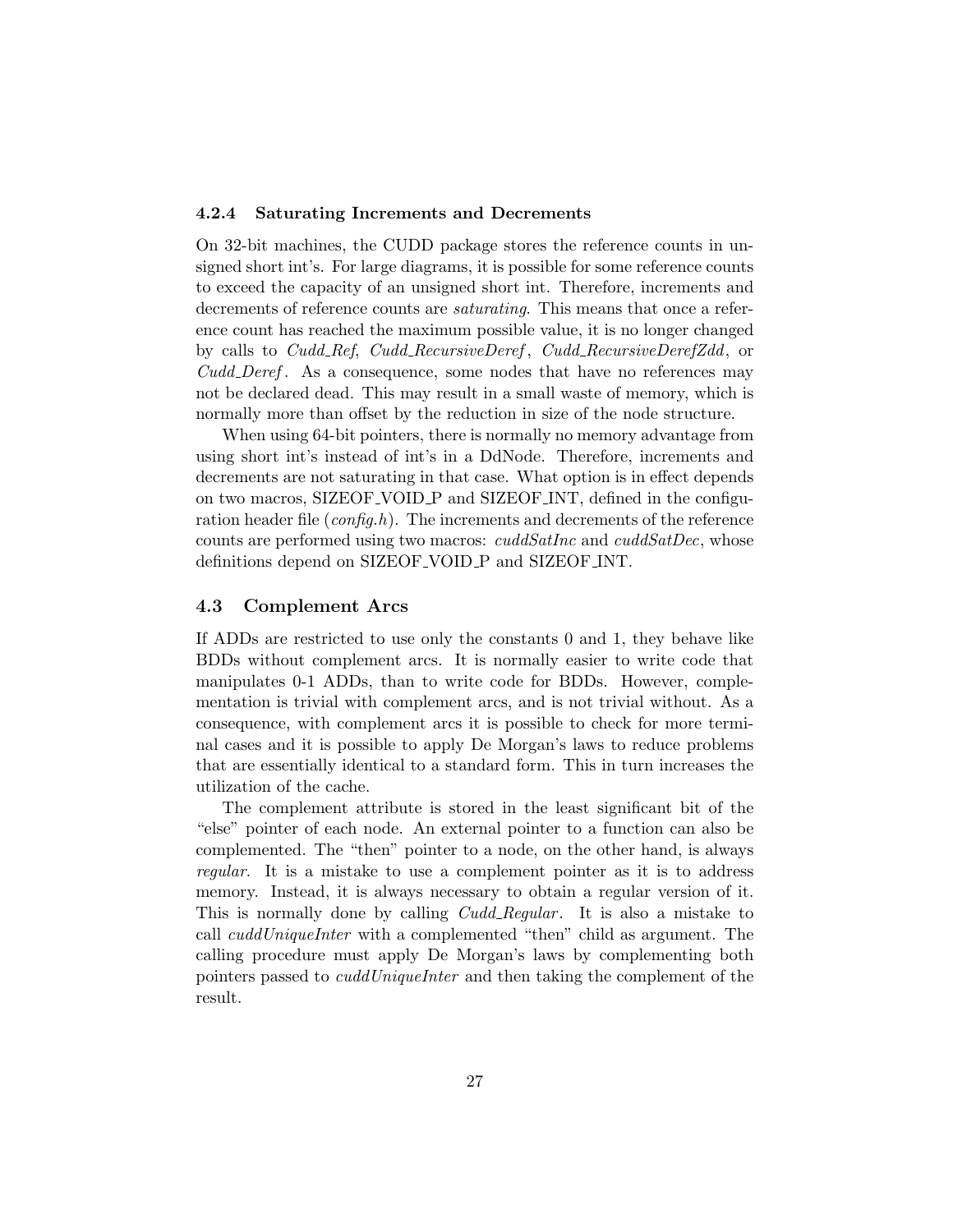#### 4.2.4 Saturating Increments and Decrements

On 32-bit machines, the CUDD package stores the reference counts in unsigned short int's. For large diagrams, it is possible for some reference counts to exceed the capacity of an unsigned short int. Therefore, increments and decrements of reference counts are *saturating*. This means that once a reference count has reached the maximum possible value, it is no longer changed by calls to *Cudd_Ref*, *Cudd_RecursiveDeref*, *Cudd_RecursiveDerefZdd*, or *Cudd_Deref*. As a consequence, some nodes that have no references may not be declared dead. This may result in a small waste of memory, which is normally more than offset by the reduction in size of the node structure.

When using 64-bit pointers, there is normally no memory advantage from using short int's instead of int's in a DdNode. Therefore, increments and decrements are not saturating in that case. What option is in effect depends on two macros, SIZEOF_VOID_P and SIZEOF_INT, defined in the configuration header file (*config.h*). The increments and decrements of the reference counts are performed using two macros: *cuddSatInc* and *cuddSatDec*, whose definitions depend on SIZEOF_VOID_P and SIZEOF_INT.

### 4.3 Complement Arcs

If ADDs are restricted to use only the constants 0 and 1, they behave like BDDs without complement arcs. It is normally easier to write code that manipulates 0-1 ADDs, than to write code for BDDs. However, complementation is trivial with complement arcs, and is not trivial without. As a consequence, with complement arcs it is possible to check for more terminal cases and it is possible to apply De Morgan's laws to reduce problems that are essentially identical to a standard form. This in turn increases the utilization of the cache.

The complement attribute is stored in the least significant bit of the "else" pointer of each node. An external pointer to a function can also be complemented. The "then" pointer to a node, on the other hand, is always *regular*. It is a mistake to use a complement pointer as it is to address memory. Instead, it is always necessary to obtain a regular version of it. This is normally done by calling *Cudd_Regular*. It is also a mistake to call *cuddUniqueInter* with a complemented "then" child as argument. The calling procedure must apply De Morgan's laws by complementing both pointers passed to *cuddUniqueInter* and then taking the complement of the result.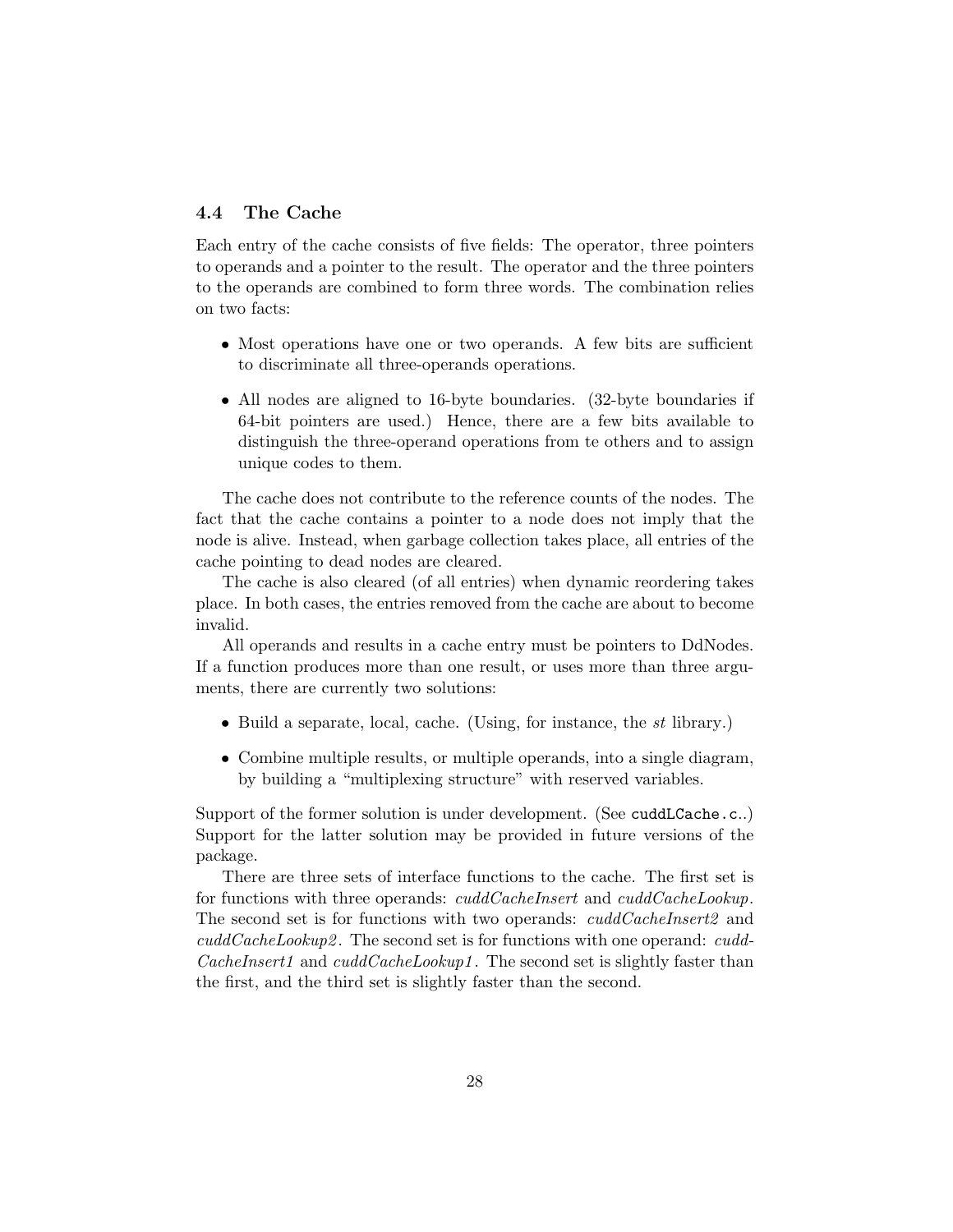### 4.4 The Cache

Each entry of the cache consists of five fields: The operator, three pointers to operands and a pointer to the result. The operator and the three pointers to the operands are combined to form three words. The combination relies on two facts:

- Most operations have one or two operands. A few bits are sufficient to discriminate all three-operands operations.
- All nodes are aligned to 16-byte boundaries. (32-byte boundaries if 64-bit pointers are used.) Hence, there are a few bits available to distinguish the three-operand operations from te others and to assign unique codes to them.

The cache does not contribute to the reference counts of the nodes. The fact that the cache contains a pointer to a node does not imply that the node is alive. Instead, when garbage collection takes place, all entries of the cache pointing to dead nodes are cleared.

The cache is also cleared (of all entries) when dynamic reordering takes place. In both cases, the entries removed from the cache are about to become invalid.

All operands and results in a cache entry must be pointers to DdNodes. If a function produces more than one result, or uses more than three arguments, there are currently two solutions:

- Build a separate, local, cache. (Using, for instance, the *st* library.)
- Combine multiple results, or multiple operands, into a single diagram, by building a "multiplexing structure" with reserved variables.

Support of the former solution is under development. (See `cuddLCache.c`..) Support for the latter solution may be provided in future versions of the package.

There are three sets of interface functions to the cache. The first set is for functions with three operands: *cuddCacheInsert* and *cuddCacheLookup*. The second set is for functions with two operands: *cuddCacheInsert2* and *cuddCacheLookup2*. The second set is for functions with one operand: *cuddCacheInsert1* and *cuddCacheLookup1*. The second set is slightly faster than the first, and the third set is slightly faster than the second.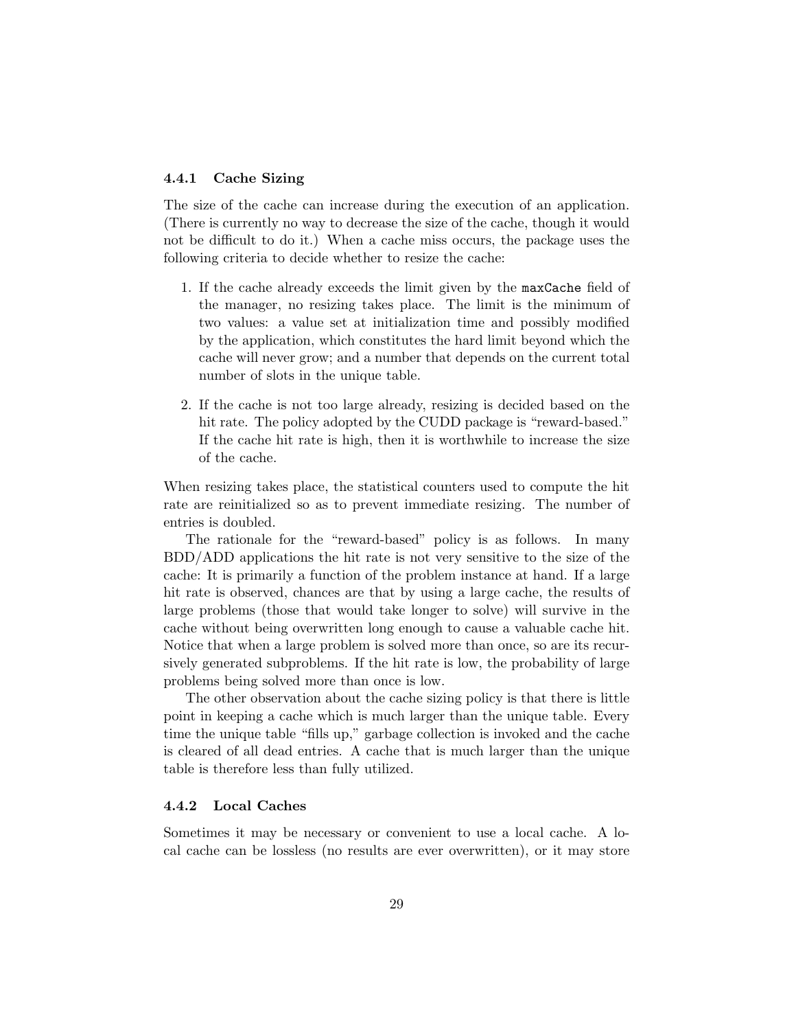### 4.4.1 Cache Sizing

The size of the cache can increase during the execution of an application. (There is currently no way to decrease the size of the cache, though it would not be difficult to do it.) When a cache miss occurs, the package uses the following criteria to decide whether to resize the cache:

1. If the cache already exceeds the limit given by the `maxCache` field of the manager, no resizing takes place. The limit is the minimum of two values: a value set at initialization time and possibly modified by the application, which constitutes the hard limit beyond which the cache will never grow; and a number that depends on the current total number of slots in the unique table.

2. If the cache is not too large already, resizing is decided based on the hit rate. The policy adopted by the CUDD package is "reward-based." If the cache hit rate is high, then it is worthwhile to increase the size of the cache.

When resizing takes place, the statistical counters used to compute the hit rate are reinitialized so as to prevent immediate resizing. The number of entries is doubled.

The rationale for the "reward-based" policy is as follows. In many BDD/ADD applications the hit rate is not very sensitive to the size of the cache: It is primarily a function of the problem instance at hand. If a large hit rate is observed, chances are that by using a large cache, the results of large problems (those that would take longer to solve) will survive in the cache without being overwritten long enough to cause a valuable cache hit. Notice that when a large problem is solved more than once, so are its recursively generated subproblems. If the hit rate is low, the probability of large problems being solved more than once is low.

The other observation about the cache sizing policy is that there is little point in keeping a cache which is much larger than the unique table. Every time the unique table "fills up," garbage collection is invoked and the cache is cleared of all dead entries. A cache that is much larger than the unique table is therefore less than fully utilized.

### 4.4.2 Local Caches

Sometimes it may be necessary or convenient to use a local cache. A local cache can be lossless (no results are ever overwritten), or it may store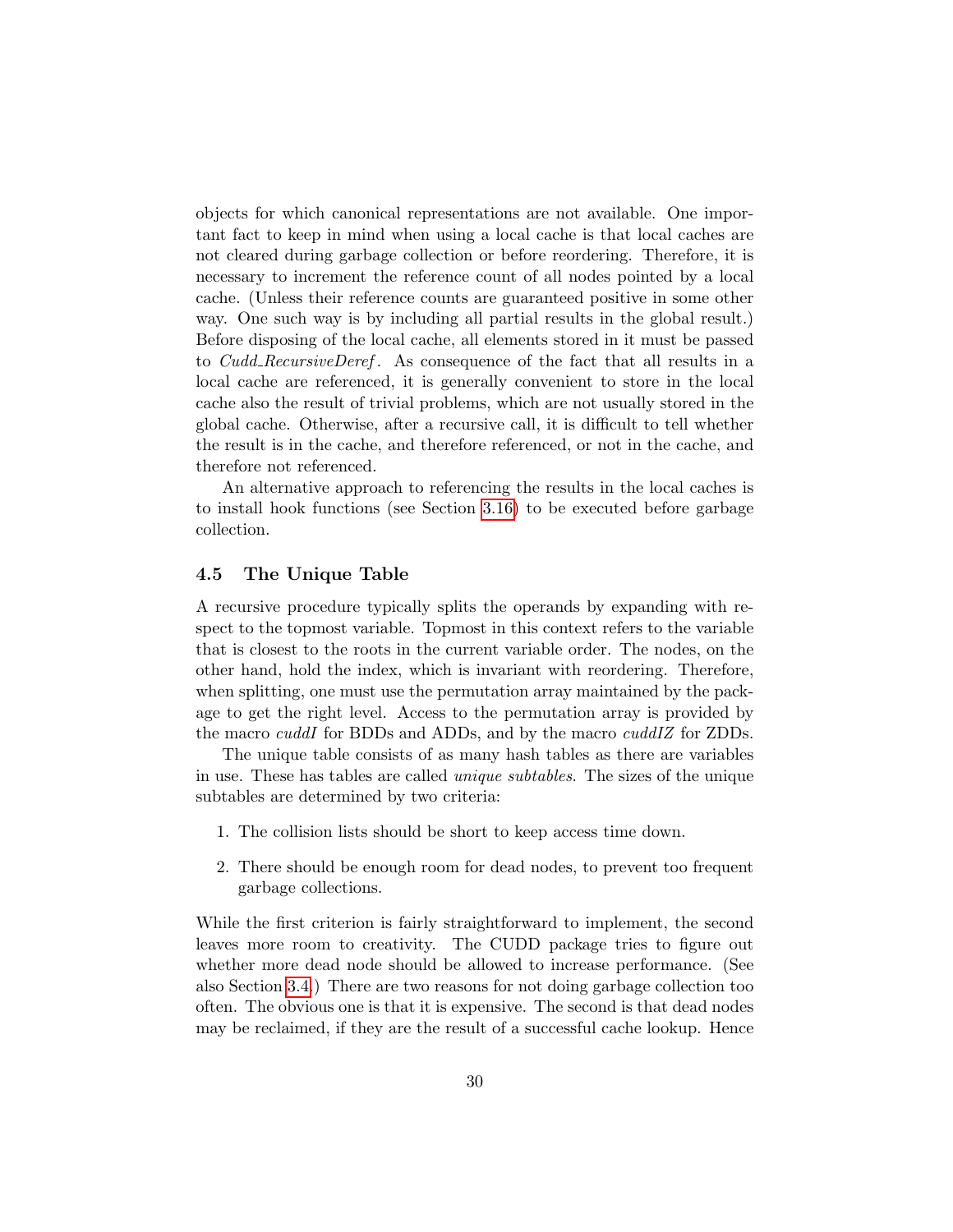objects for which canonical representations are not available. One important fact to keep in mind when using a local cache is that local caches are not cleared during garbage collection or before reordering. Therefore, it is necessary to increment the reference count of all nodes pointed by a local cache. (Unless their reference counts are guaranteed positive in some other way. One such way is by including all partial results in the global result.) Before disposing of the local cache, all elements stored in it must be passed to *Cudd_RecursiveDeref*. As consequence of the fact that all results in a local cache are referenced, it is generally convenient to store in the local cache also the result of trivial problems, which are not usually stored in the global cache. Otherwise, after a recursive call, it is difficult to tell whether the result is in the cache, and therefore referenced, or not in the cache, and therefore not referenced.

An alternative approach to referencing the results in the local caches is to install hook functions (see Section 3.16) to be executed before garbage collection.

### 4.5 The Unique Table

A recursive procedure typically splits the operands by expanding with respect to the topmost variable. Topmost in this context refers to the variable that is closest to the roots in the current variable order. The nodes, on the other hand, hold the index, which is invariant with reordering. Therefore, when splitting, one must use the permutation array maintained by the package to get the right level. Access to the permutation array is provided by the macro *cuddI* for BDDs and ADDs, and by the macro *cuddIZ* for ZDDs.

The unique table consists of as many hash tables as there are variables in use. These has tables are called *unique subtables*. The sizes of the unique subtables are determined by two criteria:

1. The collision lists should be short to keep access time down.
2. There should be enough room for dead nodes, to prevent too frequent garbage collections.

While the first criterion is fairly straightforward to implement, the second leaves more room to creativity. The CUDD package tries to figure out whether more dead node should be allowed to increase performance. (See also Section 3.4.) There are two reasons for not doing garbage collection too often. The obvious one is that it is expensive. The second is that dead nodes may be reclaimed, if they are the result of a successful cache lookup. Hence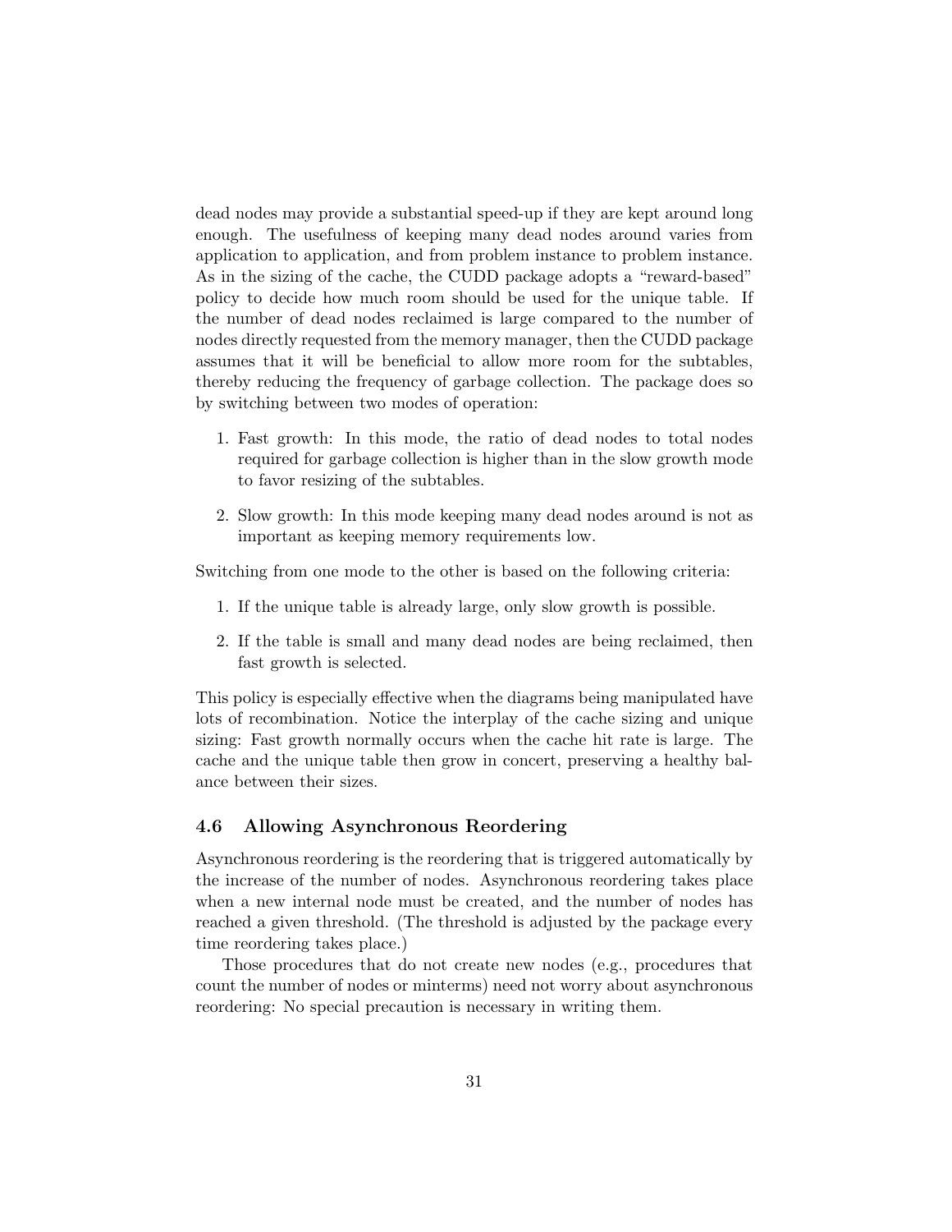dead nodes may provide a substantial speed-up if they are kept around long enough. The usefulness of keeping many dead nodes around varies from application to application, and from problem instance to problem instance. As in the sizing of the cache, the CUDD package adopts a "reward-based" policy to decide how much room should be used for the unique table. If the number of dead nodes reclaimed is large compared to the number of nodes directly requested from the memory manager, then the CUDD package assumes that it will be beneficial to allow more room for the subtables, thereby reducing the frequency of garbage collection. The package does so by switching between two modes of operation:

1. Fast growth: In this mode, the ratio of dead nodes to total nodes required for garbage collection is higher than in the slow growth mode to favor resizing of the subtables.

2. Slow growth: In this mode keeping many dead nodes around is not as important as keeping memory requirements low.

Switching from one mode to the other is based on the following criteria:

1. If the unique table is already large, only slow growth is possible.

2. If the table is small and many dead nodes are being reclaimed, then fast growth is selected.

This policy is especially effective when the diagrams being manipulated have lots of recombination. Notice the interplay of the cache sizing and unique sizing: Fast growth normally occurs when the cache hit rate is large. The cache and the unique table then grow in concert, preserving a healthy balance between their sizes.

### 4.6 Allowing Asynchronous Reordering

Asynchronous reordering is the reordering that is triggered automatically by the increase of the number of nodes. Asynchronous reordering takes place when a new internal node must be created, and the number of nodes has reached a given threshold. (The threshold is adjusted by the package every time reordering takes place.)

Those procedures that do not create new nodes (e.g., procedures that count the number of nodes or minterms) need not worry about asynchronous reordering: No special precaution is necessary in writing them.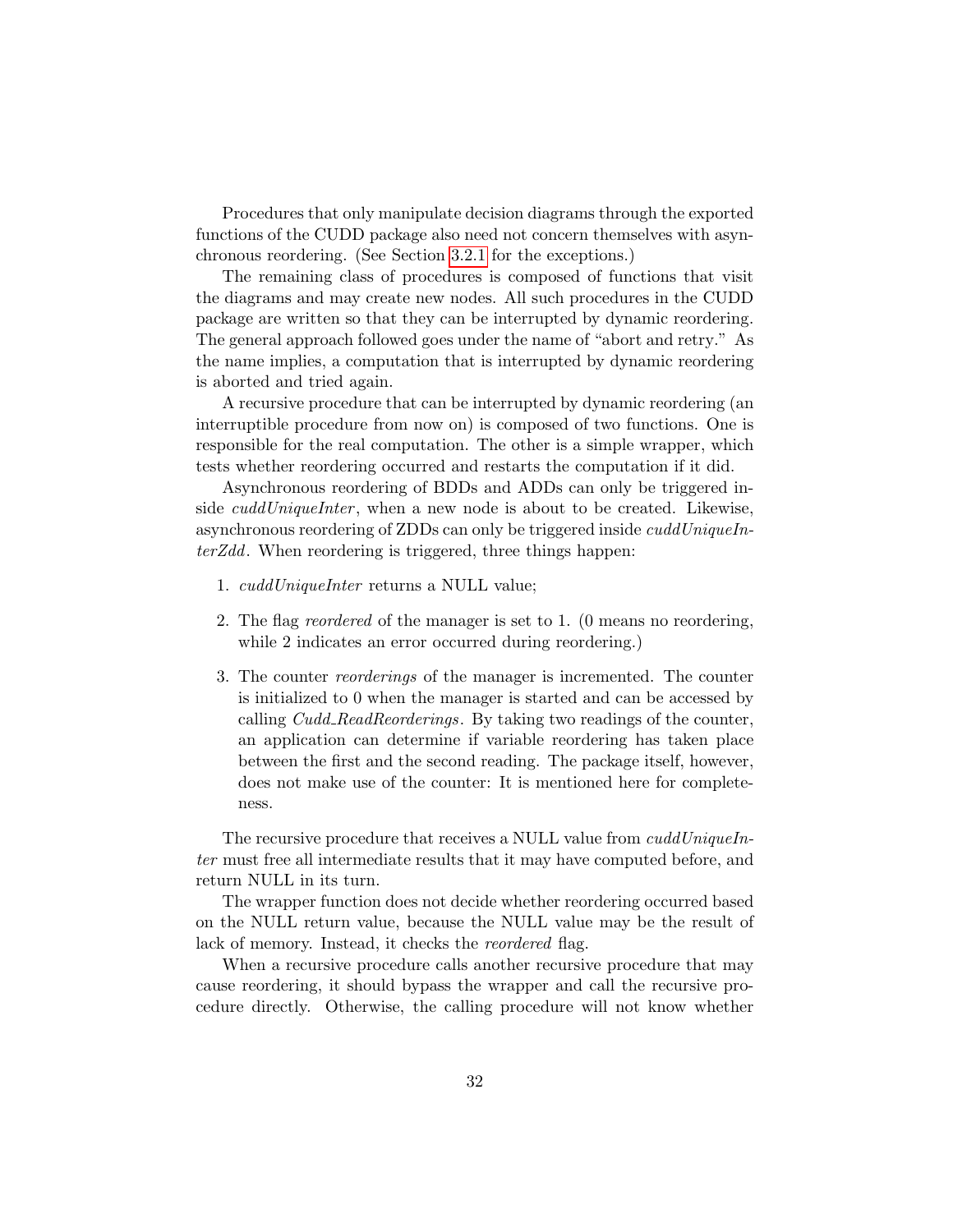Procedures that only manipulate decision diagrams through the exported functions of the CUDD package also need not concern themselves with asynchronous reordering. (See Section 3.2.1 for the exceptions.)

The remaining class of procedures is composed of functions that visit the diagrams and may create new nodes. All such procedures in the CUDD package are written so that they can be interrupted by dynamic reordering. The general approach followed goes under the name of "abort and retry." As the name implies, a computation that is interrupted by dynamic reordering is aborted and tried again.

A recursive procedure that can be interrupted by dynamic reordering (an interruptible procedure from now on) is composed of two functions. One is responsible for the real computation. The other is a simple wrapper, which tests whether reordering occurred and restarts the computation if it did.

Asynchronous reordering of BDDs and ADDs can only be triggered inside *cuddUniqueInter*, when a new node is about to be created. Likewise, asynchronous reordering of ZDDs can only be triggered inside *cuddUniqueInterZdd*. When reordering is triggered, three things happen:

1. *cuddUniqueInter* returns a NULL value;

2. The flag *reordered* of the manager is set to 1. (0 means no reordering, while 2 indicates an error occurred during reordering.)

3. The counter *reorderings* of the manager is incremented. The counter is initialized to 0 when the manager is started and can be accessed by calling *Cudd_ReadReorderings*. By taking two readings of the counter, an application can determine if variable reordering has taken place between the first and the second reading. The package itself, however, does not make use of the counter: It is mentioned here for completeness.

The recursive procedure that receives a NULL value from *cuddUniqueInter* must free all intermediate results that it may have computed before, and return NULL in its turn.

The wrapper function does not decide whether reordering occurred based on the NULL return value, because the NULL value may be the result of lack of memory. Instead, it checks the *reordered* flag.

When a recursive procedure calls another recursive procedure that may cause reordering, it should bypass the wrapper and call the recursive procedure directly. Otherwise, the calling procedure will not know whether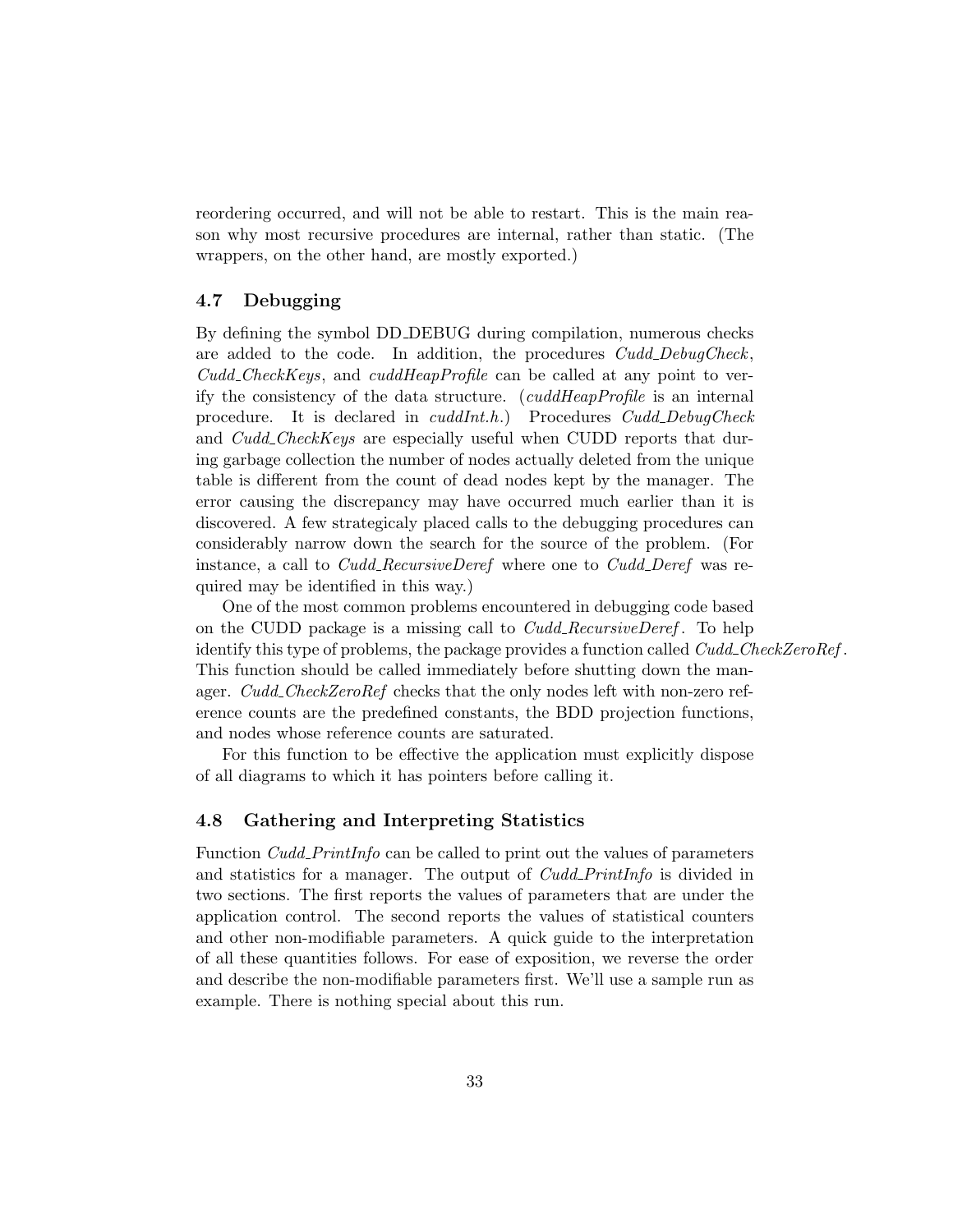reordering occurred, and will not be able to restart. This is the main reason why most recursive procedures are internal, rather than static. (The wrappers, on the other hand, are mostly exported.)

### 4.7 Debugging

By defining the symbol DD_DEBUG during compilation, numerous checks are added to the code. In addition, the procedures *Cudd_DebugCheck*, *Cudd_CheckKeys*, and *cuddHeapProfile* can be called at any point to verify the consistency of the data structure. (*cuddHeapProfile* is an internal procedure. It is declared in *cuddInt.h*.) Procedures *Cudd_DebugCheck* and *Cudd_CheckKeys* are especially useful when CUDD reports that during garbage collection the number of nodes actually deleted from the unique table is different from the count of dead nodes kept by the manager. The error causing the discrepancy may have occurred much earlier than it is discovered. A few strategicaly placed calls to the debugging procedures can considerably narrow down the search for the source of the problem. (For instance, a call to *Cudd_RecursiveDeref* where one to *Cudd_Deref* was required may be identified in this way.)

One of the most common problems encountered in debugging code based on the CUDD package is a missing call to *Cudd_RecursiveDeref*. To help identify this type of problems, the package provides a function called *Cudd_CheckZeroRef*. This function should be called immediately before shutting down the manager. *Cudd_CheckZeroRef* checks that the only nodes left with non-zero reference counts are the predefined constants, the BDD projection functions, and nodes whose reference counts are saturated.

For this function to be effective the application must explicitly dispose of all diagrams to which it has pointers before calling it.

### 4.8 Gathering and Interpreting Statistics

Function *Cudd_PrintInfo* can be called to print out the values of parameters and statistics for a manager. The output of *Cudd_PrintInfo* is divided in two sections. The first reports the values of parameters that are under the application control. The second reports the values of statistical counters and other non-modifiable parameters. A quick guide to the interpretation of all these quantities follows. For ease of exposition, we reverse the order and describe the non-modifiable parameters first. We'll use a sample run as example. There is nothing special about this run.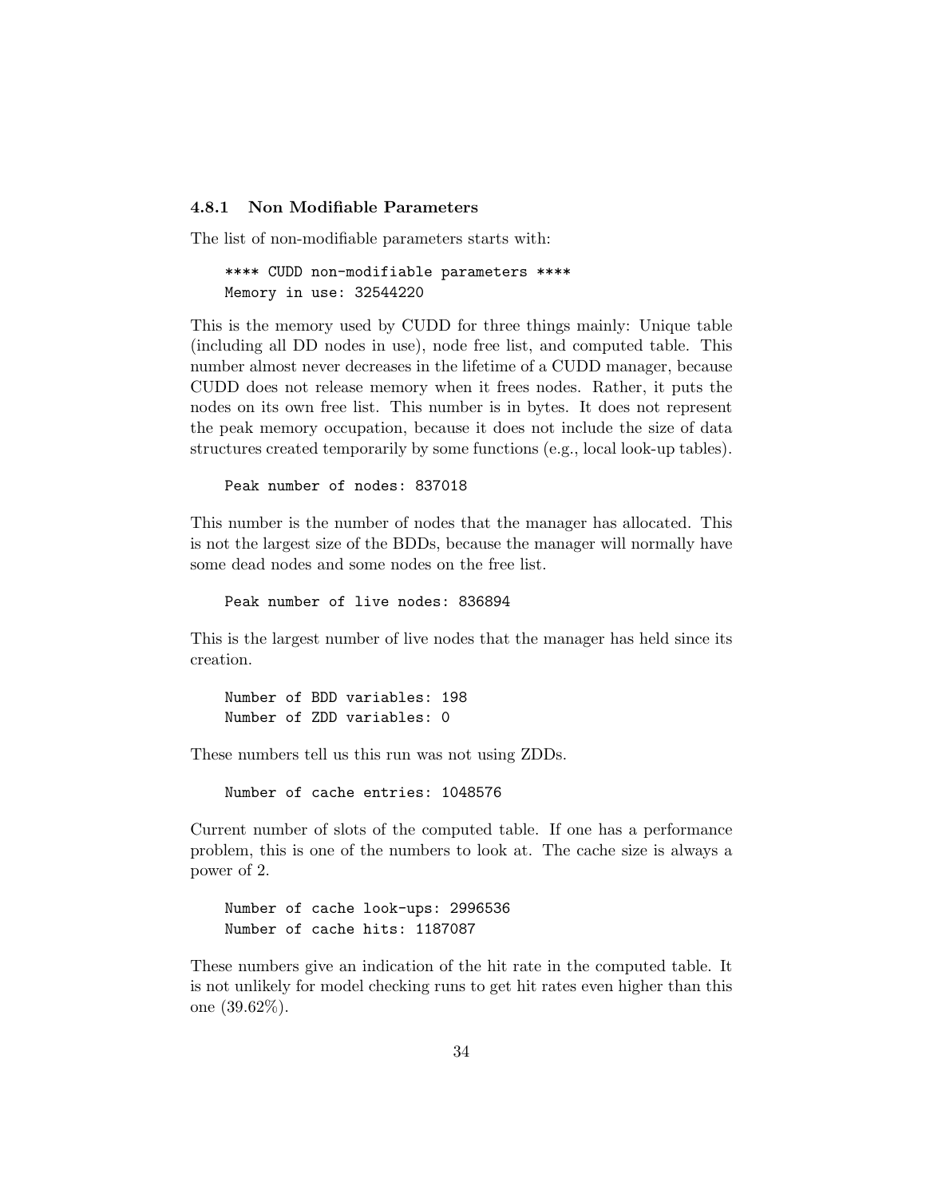### 4.8.1 Non Modifiable Parameters

The list of non-modifiable parameters starts with:

```
**** CUDD non-modifiable parameters ****
Memory in use: 32544220
```

This is the memory used by CUDD for three things mainly: Unique table (including all DD nodes in use), node free list, and computed table. This number almost never decreases in the lifetime of a CUDD manager, because CUDD does not release memory when it frees nodes. Rather, it puts the nodes on its own free list. This number is in bytes. It does not represent the peak memory occupation, because it does not include the size of data structures created temporarily by some functions (e.g., local look-up tables).

```
Peak number of nodes: 837018
```

This number is the number of nodes that the manager has allocated. This is not the largest size of the BDDs, because the manager will normally have some dead nodes and some nodes on the free list.

```
Peak number of live nodes: 836894
```

This is the largest number of live nodes that the manager has held since its creation.

```
Number of BDD variables: 198
Number of ZDD variables: 0
```

These numbers tell us this run was not using ZDDs.

```
Number of cache entries: 1048576
```

Current number of slots of the computed table. If one has a performance problem, this is one of the numbers to look at. The cache size is always a power of 2.

```
Number of cache look-ups: 2996536
Number of cache hits: 1187087
```

These numbers give an indication of the hit rate in the computed table. It is not unlikely for model checking runs to get hit rates even higher than this one (39.62%).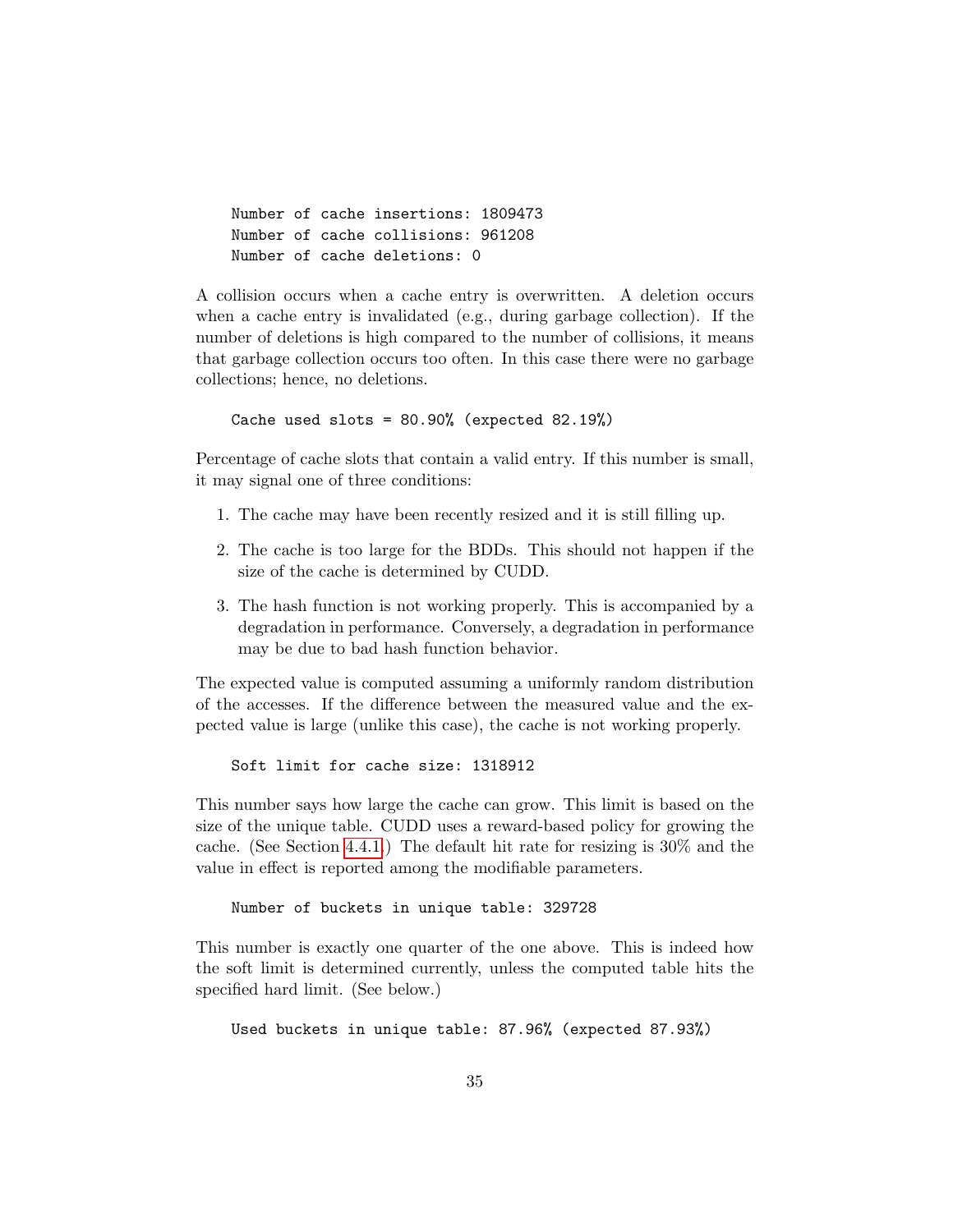```
Number of cache insertions: 1809473
Number of cache collisions: 961208
Number of cache deletions: 0
```

A collision occurs when a cache entry is overwritten. A deletion occurs when a cache entry is invalidated (e.g., during garbage collection). If the number of deletions is high compared to the number of collisions, it means that garbage collection occurs too often. In this case there were no garbage collections; hence, no deletions.

```
Cache used slots = 80.90% (expected 82.19%)
```

Percentage of cache slots that contain a valid entry. If this number is small, it may signal one of three conditions:

1. The cache may have been recently resized and it is still filling up.
2. The cache is too large for the BDDs. This should not happen if the size of the cache is determined by CUDD.
3. The hash function is not working properly. This is accompanied by a degradation in performance. Conversely, a degradation in performance may be due to bad hash function behavior.

The expected value is computed assuming a uniformly random distribution of the accesses. If the difference between the measured value and the expected value is large (unlike this case), the cache is not working properly.

```
Soft limit for cache size: 1318912
```

This number says how large the cache can grow. This limit is based on the size of the unique table. CUDD uses a reward-based policy for growing the cache. (See Section 4.4.1.) The default hit rate for resizing is 30% and the value in effect is reported among the modifiable parameters.

```
Number of buckets in unique table: 329728
```

This number is exactly one quarter of the one above. This is indeed how the soft limit is determined currently, unless the computed table hits the specified hard limit. (See below.)

```
Used buckets in unique table: 87.96% (expected 87.93%)
```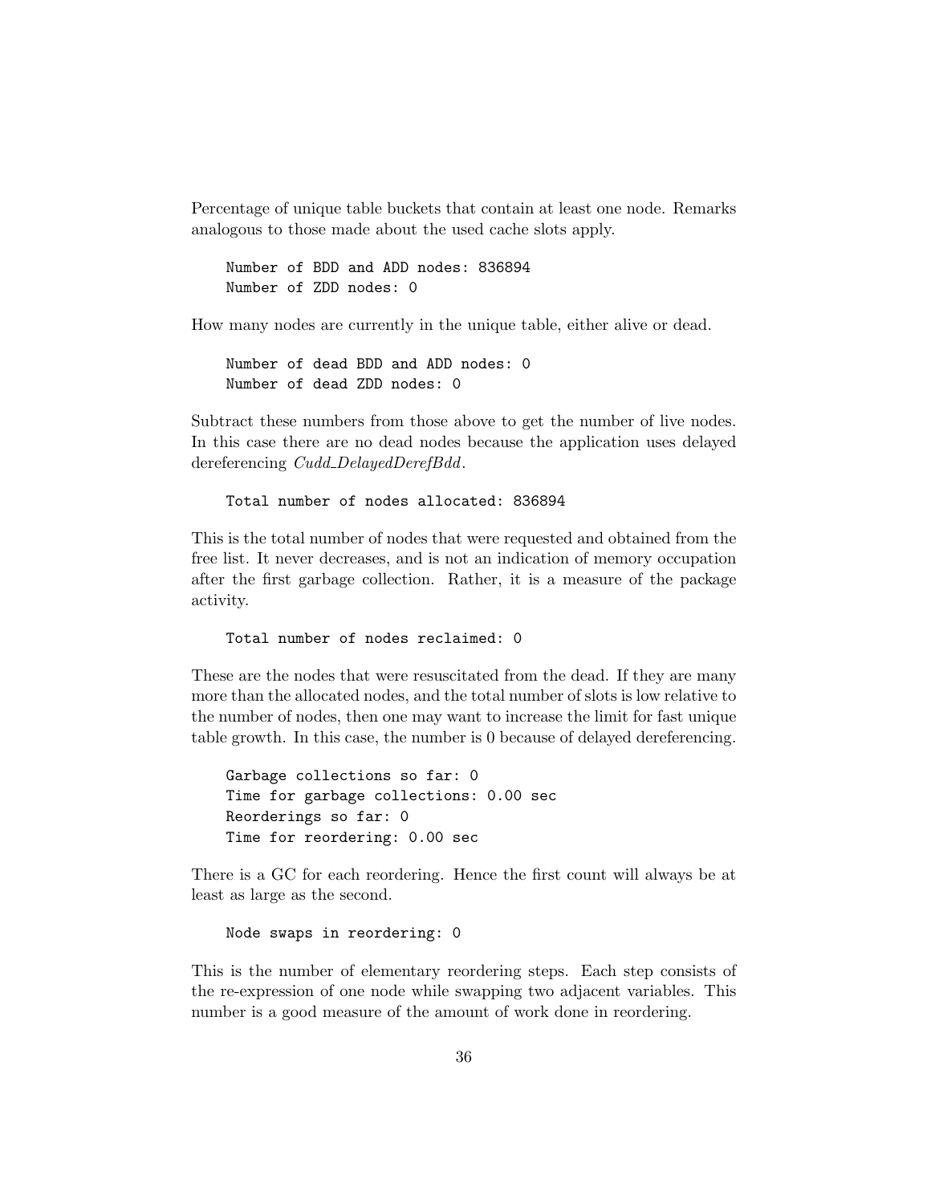Percentage of unique table buckets that contain at least one node. Remarks analogous to those made about the used cache slots apply.

```
Number of BDD and ADD nodes: 836894
Number of ZDD nodes: 0
```

How many nodes are currently in the unique table, either alive or dead.

```
Number of dead BDD and ADD nodes: 0
Number of dead ZDD nodes: 0
```

Subtract these numbers from those above to get the number of live nodes. In this case there are no dead nodes because the application uses delayed dereferencing *Cudd_DelayedDerefBdd*.

```
Total number of nodes allocated: 836894
```

This is the total number of nodes that were requested and obtained from the free list. It never decreases, and is not an indication of memory occupation after the first garbage collection. Rather, it is a measure of the package activity.

```
Total number of nodes reclaimed: 0
```

These are the nodes that were resuscitated from the dead. If they are many more than the allocated nodes, and the total number of slots is low relative to the number of nodes, then one may want to increase the limit for fast unique table growth. In this case, the number is 0 because of delayed dereferencing.

```
Garbage collections so far: 0
Time for garbage collections: 0.00 sec
Reorderings so far: 0
Time for reordering: 0.00 sec
```

There is a GC for each reordering. Hence the first count will always be at least as large as the second.

```
Node swaps in reordering: 0
```

This is the number of elementary reordering steps. Each step consists of the re-expression of one node while swapping two adjacent variables. This number is a good measure of the amount of work done in reordering.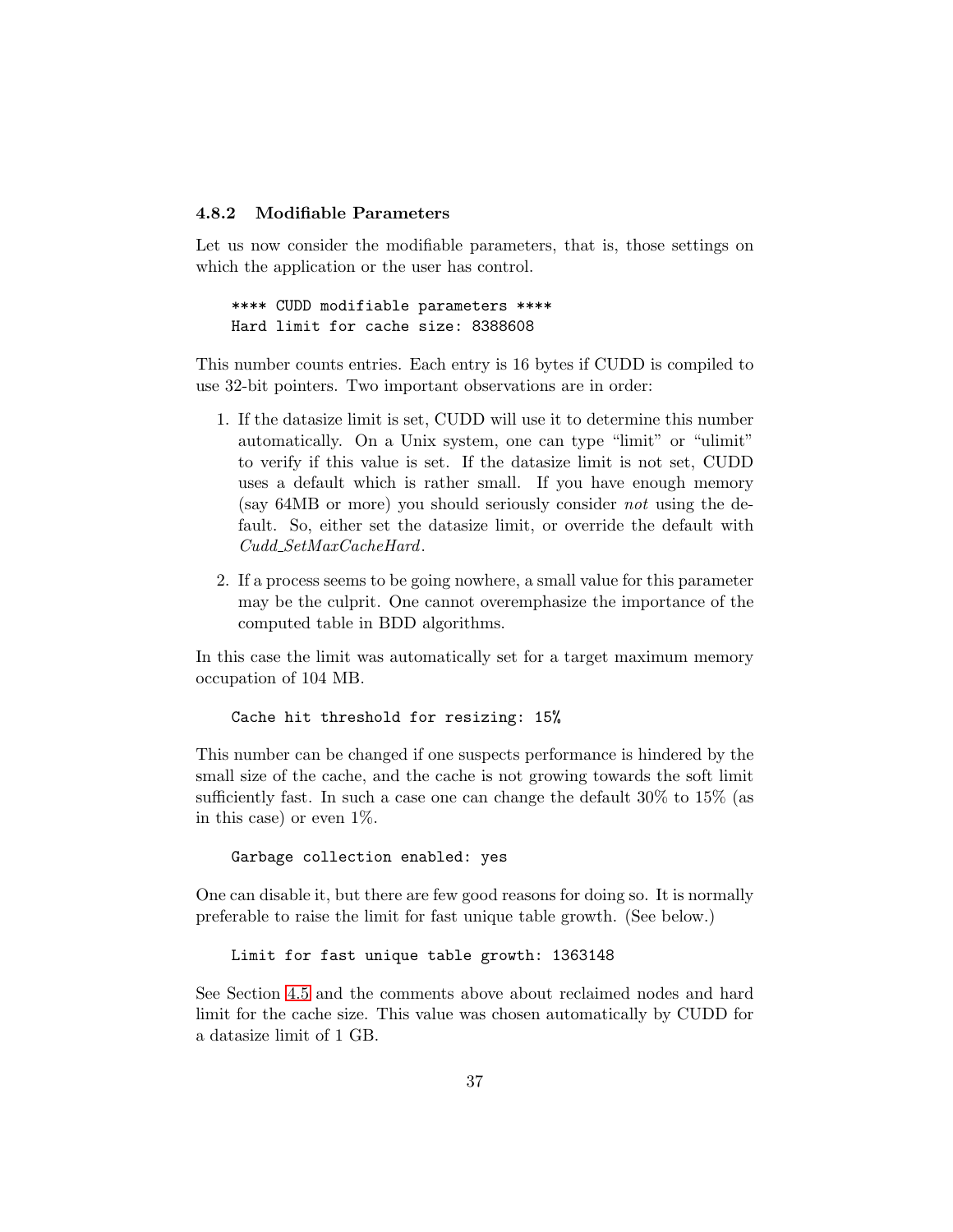### 4.8.2 Modifiable Parameters

Let us now consider the modifiable parameters, that is, those settings on which the application or the user has control.

```
**** CUDD modifiable parameters ****
Hard limit for cache size: 8388608
```

This number counts entries. Each entry is 16 bytes if CUDD is compiled to use 32-bit pointers. Two important observations are in order:

1. If the datasize limit is set, CUDD will use it to determine this number automatically. On a Unix system, one can type "limit" or "ulimit" to verify if this value is set. If the datasize limit is not set, CUDD uses a default which is rather small. If you have enough memory (say 64MB or more) you should seriously consider *not* using the default. So, either set the datasize limit, or override the default with *Cudd_SetMaxCacheHard*.

2. If a process seems to be going nowhere, a small value for this parameter may be the culprit. One cannot overemphasize the importance of the computed table in BDD algorithms.

In this case the limit was automatically set for a target maximum memory occupation of 104 MB.

```
Cache hit threshold for resizing: 15%
```

This number can be changed if one suspects performance is hindered by the small size of the cache, and the cache is not growing towards the soft limit sufficiently fast. In such a case one can change the default 30% to 15% (as in this case) or even 1%.

```
Garbage collection enabled: yes
```

One can disable it, but there are few good reasons for doing so. It is normally preferable to raise the limit for fast unique table growth. (See below.)

```
Limit for fast unique table growth: 1363148
```

See Section 4.5 and the comments above about reclaimed nodes and hard limit for the cache size. This value was chosen automatically by CUDD for a datasize limit of 1 GB.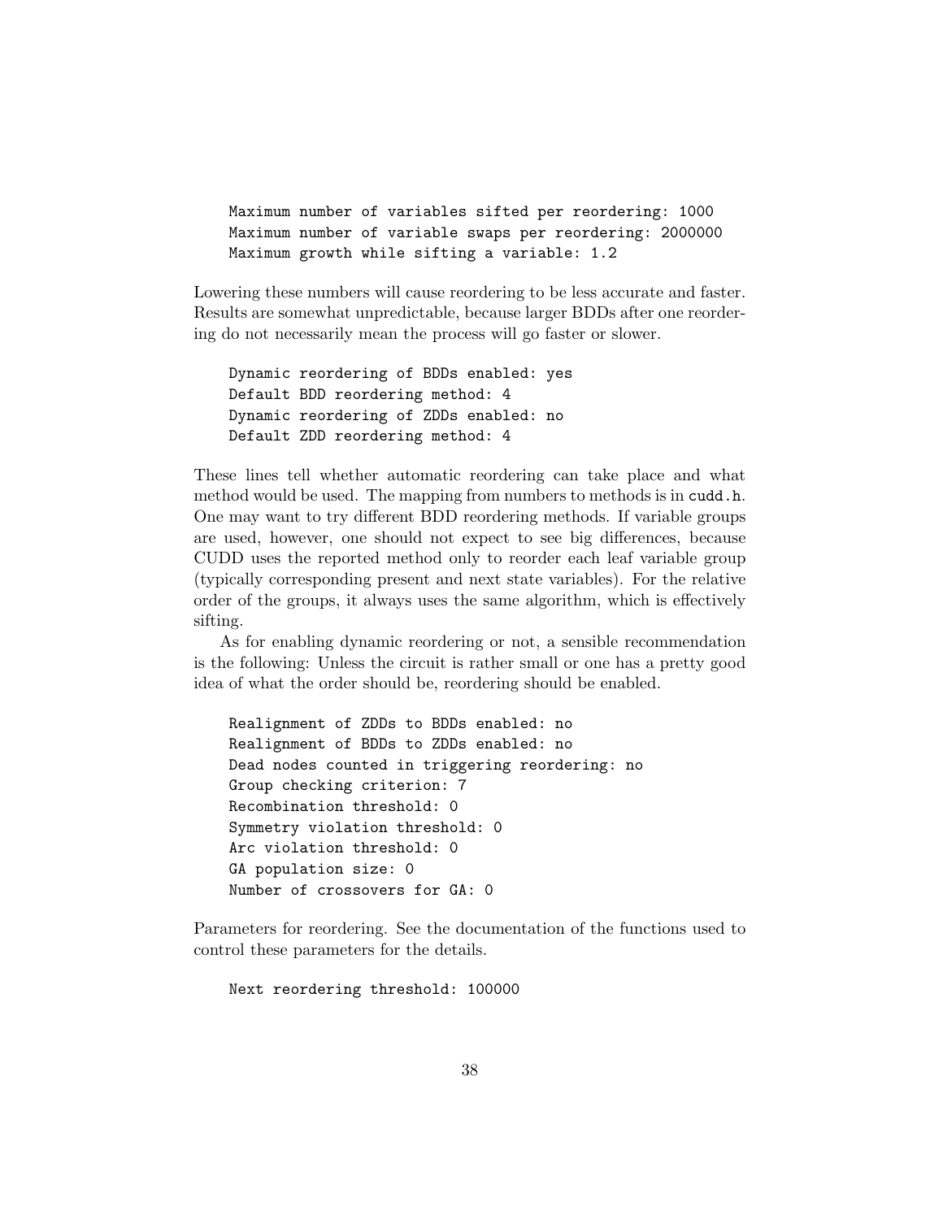```
Maximum number of variables sifted per reordering: 1000
Maximum number of variable swaps per reordering: 2000000
Maximum growth while sifting a variable: 1.2
```

Lowering these numbers will cause reordering to be less accurate and faster. Results are somewhat unpredictable, because larger BDDs after one reordering do not necessarily mean the process will go faster or slower.

```
Dynamic reordering of BDDs enabled: yes
Default BDD reordering method: 4
Dynamic reordering of ZDDs enabled: no
Default ZDD reordering method: 4
```

These lines tell whether automatic reordering can take place and what method would be used. The mapping from numbers to methods is in `cudd.h`. One may want to try different BDD reordering methods. If variable groups are used, however, one should not expect to see big differences, because CUDD uses the reported method only to reorder each leaf variable group (typically corresponding present and next state variables). For the relative order of the groups, it always uses the same algorithm, which is effectively sifting.

As for enabling dynamic reordering or not, a sensible recommendation is the following: Unless the circuit is rather small or one has a pretty good idea of what the order should be, reordering should be enabled.

```
Realignment of ZDDs to BDDs enabled: no
Realignment of BDDs to ZDDs enabled: no
Dead nodes counted in triggering reordering: no
Group checking criterion: 7
Recombination threshold: 0
Symmetry violation threshold: 0
Arc violation threshold: 0
GA population size: 0
Number of crossovers for GA: 0
```

Parameters for reordering. See the documentation of the functions used to control these parameters for the details.

```
Next reordering threshold: 100000
```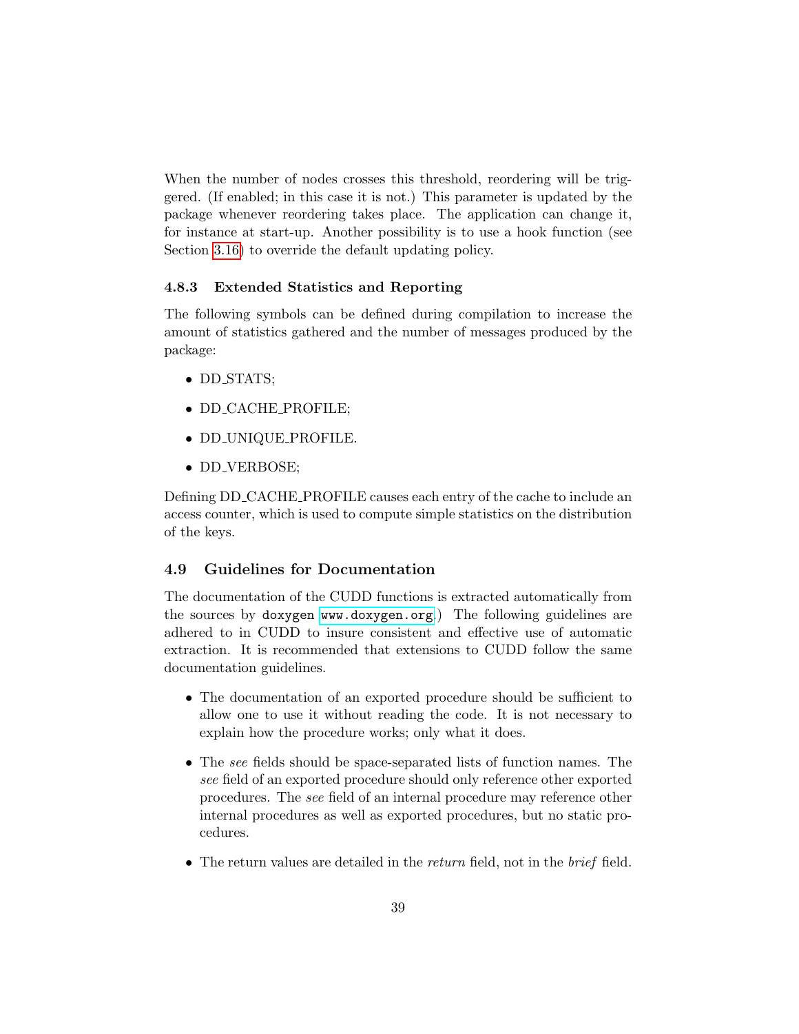When the number of nodes crosses this threshold, reordering will be triggered. (If enabled; in this case it is not.) This parameter is updated by the package whenever reordering takes place. The application can change it, for instance at start-up. Another possibility is to use a hook function (see Section 3.16) to override the default updating policy.

### 4.8.3 Extended Statistics and Reporting

The following symbols can be defined during compilation to increase the amount of statistics gathered and the number of messages produced by the package:

- DD_STATS;
- DD_CACHE_PROFILE;
- DD_UNIQUE_PROFILE.
- DD_VERBOSE;

Defining DD_CACHE_PROFILE causes each entry of the cache to include an access counter, which is used to compute simple statistics on the distribution of the keys.

## 4.9 Guidelines for Documentation

The documentation of the CUDD functions is extracted automatically from the sources by `doxygen` `www.doxygen.org`.) The following guidelines are adhered to in CUDD to insure consistent and effective use of automatic extraction. It is recommended that extensions to CUDD follow the same documentation guidelines.

- The documentation of an exported procedure should be sufficient to allow one to use it without reading the code. It is not necessary to explain how the procedure works; only what it does.
- The *see* fields should be space-separated lists of function names. The *see* field of an exported procedure should only reference other exported procedures. The *see* field of an internal procedure may reference other internal procedures as well as exported procedures, but no static procedures.
- The return values are detailed in the *return* field, not in the *brief* field.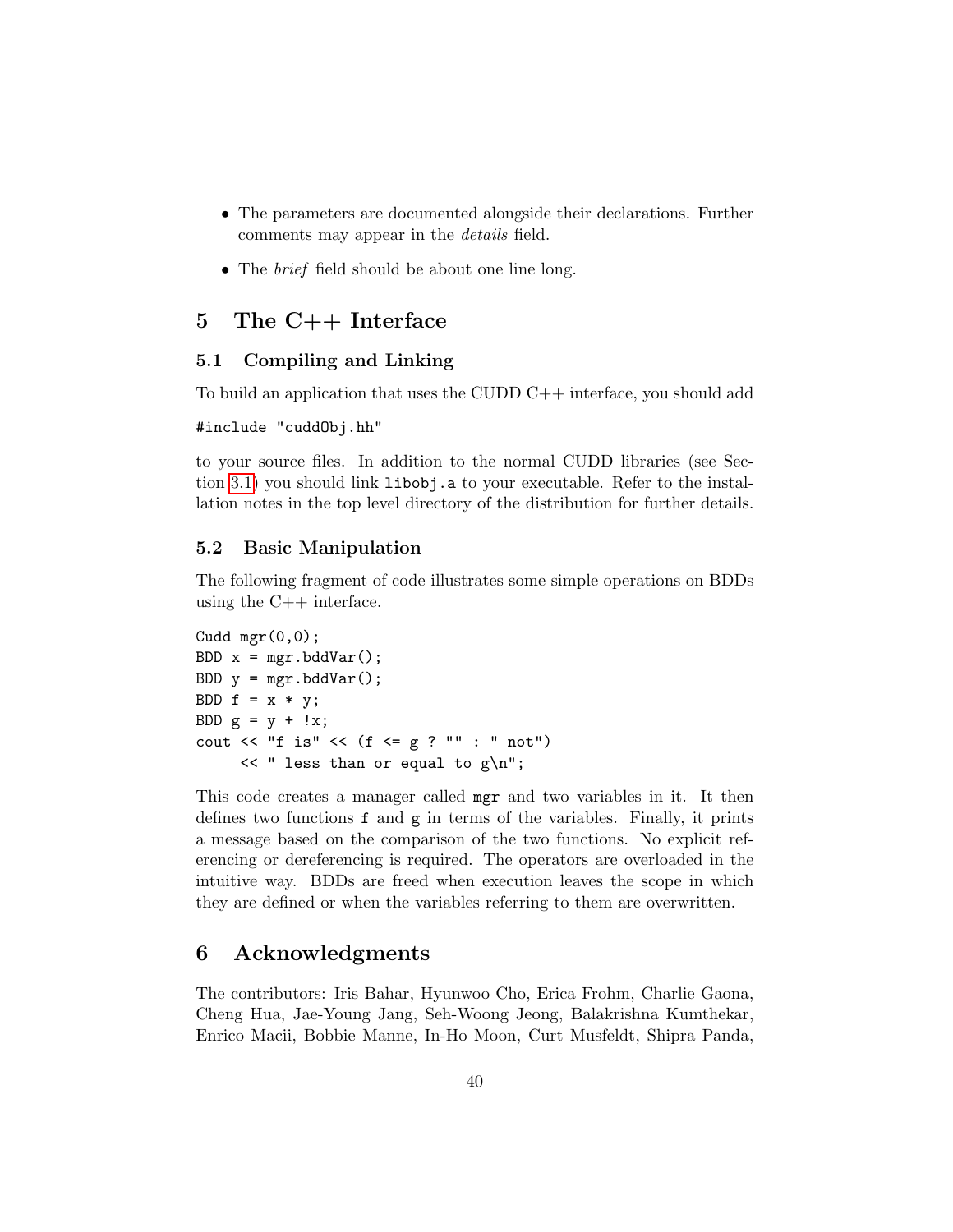- The parameters are documented alongside their declarations. Further comments may appear in the *details* field.
- The *brief* field should be about one line long.

# 5 The C++ Interface

## 5.1 Compiling and Linking

To build an application that uses the CUDD C++ interface, you should add

```
#include "cuddObj.hh"
```

to your source files. In addition to the normal CUDD libraries (see Section 3.1) you should link `libobj.a` to your executable. Refer to the installation notes in the top level directory of the distribution for further details.

## 5.2 Basic Manipulation

The following fragment of code illustrates some simple operations on BDDs using the C++ interface.

```
Cudd mgr(0,0);
BDD x = mgr.bddVar();
BDD y = mgr.bddVar();
BDD f = x * y;
BDD g = y + !x;
cout << "f is" << (f <= g ? "" : " not")
     << " less than or equal to g\n";
```

This code creates a manager called `mgr` and two variables in it. It then defines two functions `f` and `g` in terms of the variables. Finally, it prints a message based on the comparison of the two functions. No explicit referencing or dereferencing is required. The operators are overloaded in the intuitive way. BDDs are freed when execution leaves the scope in which they are defined or when the variables referring to them are overwritten.

# 6 Acknowledgments

The contributors: Iris Bahar, Hyunwoo Cho, Erica Frohm, Charlie Gaona, Cheng Hua, Jae-Young Jang, Seh-Woong Jeong, Balakrishna Kumthekar, Enrico Macii, Bobbie Manne, In-Ho Moon, Curt Musfeldt, Shipra Panda,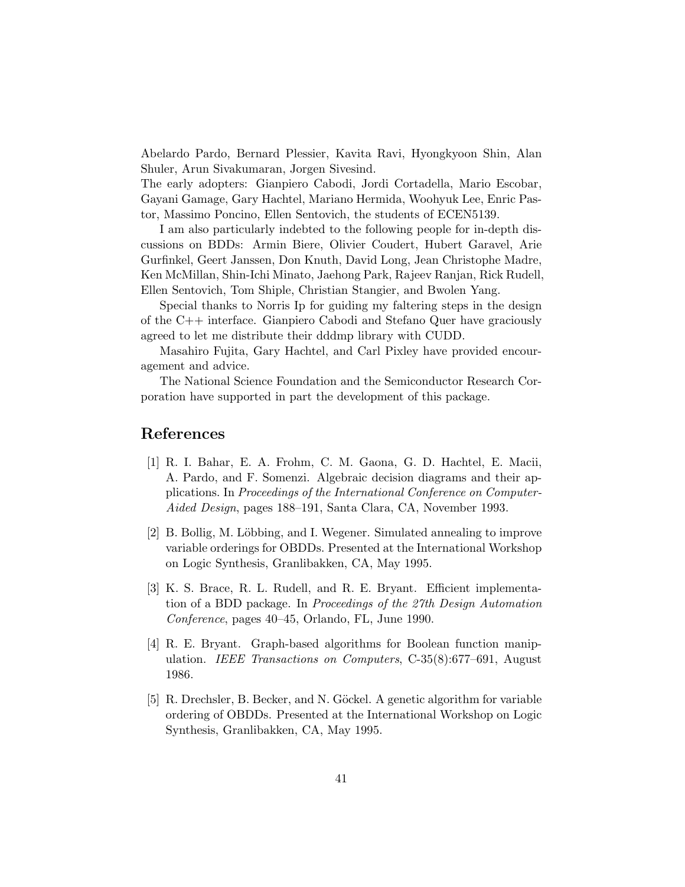Abelardo Pardo, Bernard Plessier, Kavita Ravi, Hyongkyoon Shin, Alan Shuler, Arun Sivakumaran, Jorgen Sivesind.
The early adopters: Gianpiero Cabodi, Jordi Cortadella, Mario Escobar, Gayani Gamage, Gary Hachtel, Mariano Hermida, Woohyuk Lee, Enric Pastor, Massimo Poncino, Ellen Sentovich, the students of ECEN5139.

I am also particularly indebted to the following people for in-depth discussions on BDDs: Armin Biere, Olivier Coudert, Hubert Garavel, Arie Gurfinkel, Geert Janssen, Don Knuth, David Long, Jean Christophe Madre, Ken McMillan, Shin-Ichi Minato, Jaehong Park, Rajeev Ranjan, Rick Rudell, Ellen Sentovich, Tom Shiple, Christian Stangier, and Bwolen Yang.

Special thanks to Norris Ip for guiding my faltering steps in the design of the C++ interface. Gianpiero Cabodi and Stefano Quer have graciously agreed to let me distribute their dddmp library with CUDD.

Masahiro Fujita, Gary Hachtel, and Carl Pixley have provided encouragement and advice.

The National Science Foundation and the Semiconductor Research Corporation have supported in part the development of this package.

# References

[1] R. I. Bahar, E. A. Frohm, C. M. Gaona, G. D. Hachtel, E. Macii, A. Pardo, and F. Somenzi. Algebraic decision diagrams and their applications. In *Proceedings of the International Conference on Computer-Aided Design*, pages 188–191, Santa Clara, CA, November 1993.

[2] B. Bollig, M. Löbbing, and I. Wegener. Simulated annealing to improve variable orderings for OBDDs. Presented at the International Workshop on Logic Synthesis, Granlibakken, CA, May 1995.

[3] K. S. Brace, R. L. Rudell, and R. E. Bryant. Efficient implementation of a BDD package. In *Proceedings of the 27th Design Automation Conference*, pages 40–45, Orlando, FL, June 1990.

[4] R. E. Bryant. Graph-based algorithms for Boolean function manipulation. *IEEE Transactions on Computers*, C-35(8):677–691, August 1986.

[5] R. Drechsler, B. Becker, and N. Göckel. A genetic algorithm for variable ordering of OBDDs. Presented at the International Workshop on Logic Synthesis, Granlibakken, CA, May 1995.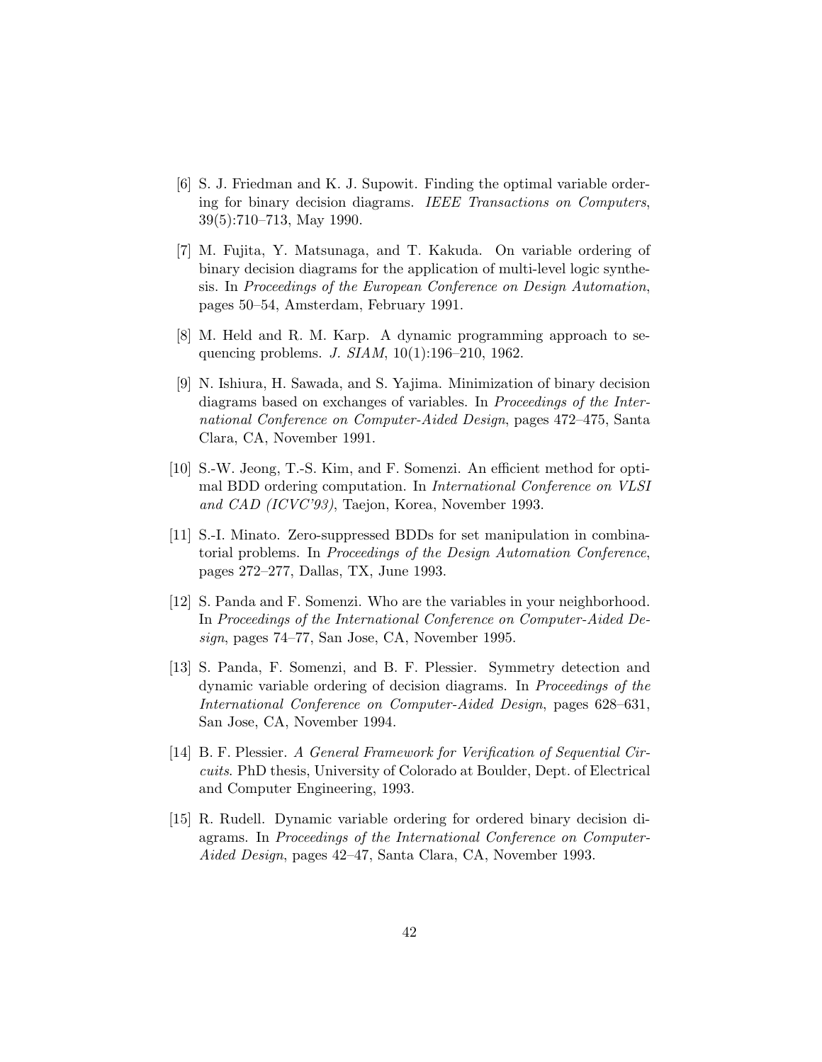[6] S. J. Friedman and K. J. Supowit. Finding the optimal variable ordering for binary decision diagrams. *IEEE Transactions on Computers*, 39(5):710–713, May 1990.

[7] M. Fujita, Y. Matsunaga, and T. Kakuda. On variable ordering of binary decision diagrams for the application of multi-level logic synthesis. In *Proceedings of the European Conference on Design Automation*, pages 50–54, Amsterdam, February 1991.

[8] M. Held and R. M. Karp. A dynamic programming approach to sequencing problems. *J. SIAM*, 10(1):196–210, 1962.

[9] N. Ishiura, H. Sawada, and S. Yajima. Minimization of binary decision diagrams based on exchanges of variables. In *Proceedings of the International Conference on Computer-Aided Design*, pages 472–475, Santa Clara, CA, November 1991.

[10] S.-W. Jeong, T.-S. Kim, and F. Somenzi. An efficient method for optimal BDD ordering computation. In *International Conference on VLSI and CAD (ICVC'93)*, Taejon, Korea, November 1993.

[11] S.-I. Minato. Zero-suppressed BDDs for set manipulation in combinatorial problems. In *Proceedings of the Design Automation Conference*, pages 272–277, Dallas, TX, June 1993.

[12] S. Panda and F. Somenzi. Who are the variables in your neighborhood. In *Proceedings of the International Conference on Computer-Aided Design*, pages 74–77, San Jose, CA, November 1995.

[13] S. Panda, F. Somenzi, and B. F. Plessier. Symmetry detection and dynamic variable ordering of decision diagrams. In *Proceedings of the International Conference on Computer-Aided Design*, pages 628–631, San Jose, CA, November 1994.

[14] B. F. Plessier. *A General Framework for Verification of Sequential Circuits*. PhD thesis, University of Colorado at Boulder, Dept. of Electrical and Computer Engineering, 1993.

[15] R. Rudell. Dynamic variable ordering for ordered binary decision diagrams. In *Proceedings of the International Conference on Computer-Aided Design*, pages 42–47, Santa Clara, CA, November 1993.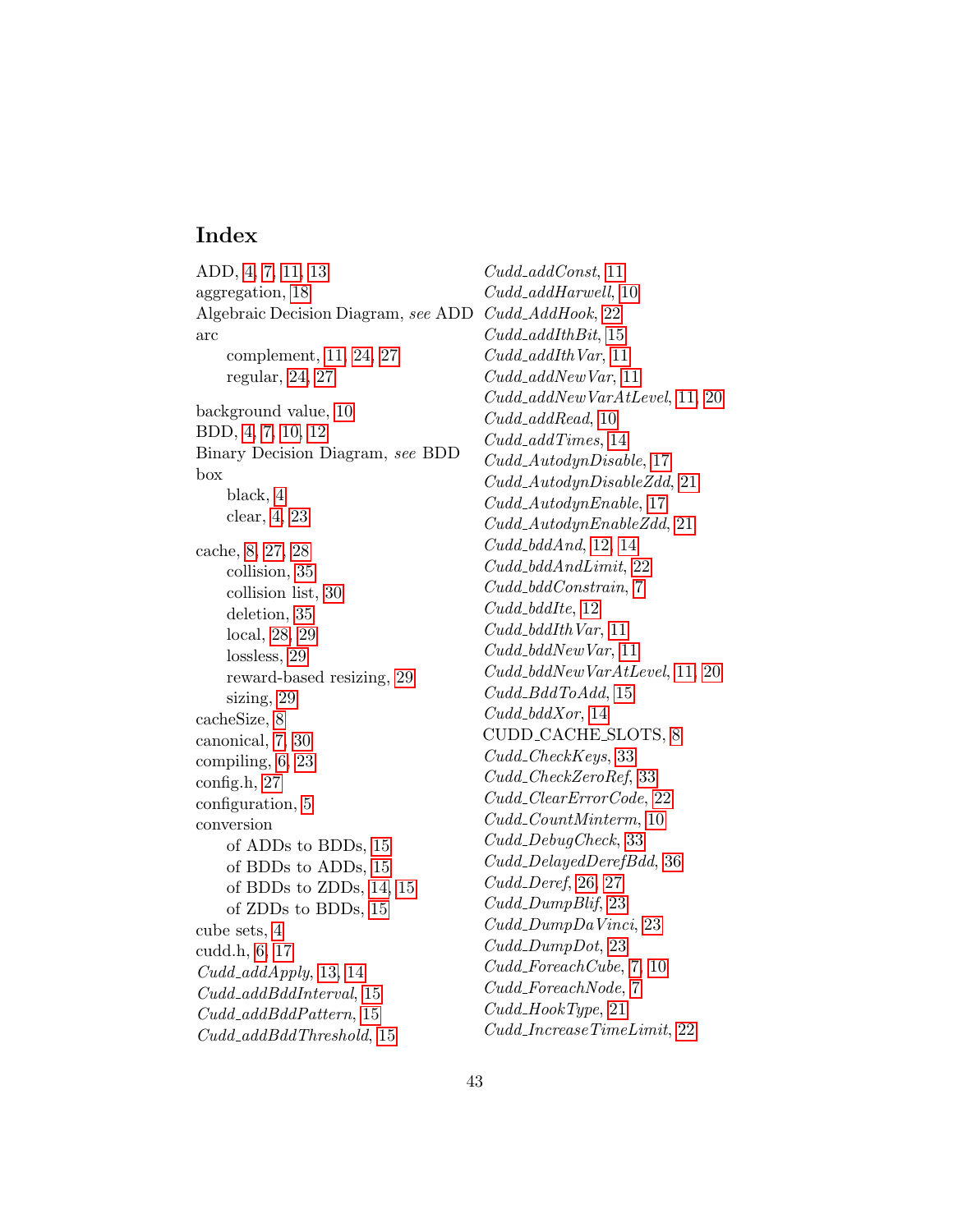# Index

ADD, 4, 7, 11, 13
aggregation, 18
Algebraic Decision Diagram, *see* ADD
arc
  complement, 11, 24, 27
  regular, 24, 27

background value, 10
BDD, 4, 7, 10, 12
Binary Decision Diagram, *see* BDD
box
  black, 4
  clear, 4, 23

cache, 8, 27, 28
  collision, 35
  collision list, 30
  deletion, 35
  local, 28, 29
  lossless, 29
  reward-based resizing, 29
  sizing, 29
cacheSize, 8
canonical, 7, 30
compiling, 6, 23
config.h, 27
configuration, 5
conversion
  of ADDs to BDDs, 15
  of BDDs to ADDs, 15
  of BDDs to ZDDs, 14, 15
  of ZDDs to BDDs, 15
cube sets, 4
cudd.h, 6, 17
*Cudd_addApply*, 13, 14
*Cudd_addBddInterval*, 15
*Cudd_addBddPattern*, 15
*Cudd_addBddThreshold*, 15
*Cudd_addConst*, 11
*Cudd_addHarwell*, 10
*Cudd_AddHook*, 22
*Cudd_addIthBit*, 15
*Cudd_addIthVar*, 11
*Cudd_addNewVar*, 11
*Cudd_addNewVarAtLevel*, 11, 20
*Cudd_addRead*, 10
*Cudd_addTimes*, 14
*Cudd_AutodynDisable*, 17
*Cudd_AutodynDisableZdd*, 21
*Cudd_AutodynEnable*, 17
*Cudd_AutodynEnableZdd*, 21
*Cudd_bddAnd*, 12, 14
*Cudd_bddAndLimit*, 22
*Cudd_bddConstrain*, 7
*Cudd_bddIte*, 12
*Cudd_bddIthVar*, 11
*Cudd_bddNewVar*, 11
*Cudd_bddNewVarAtLevel*, 11, 20
*Cudd_BddToAdd*, 15
*Cudd_bddXor*, 14
CUDD_CACHE_SLOTS, 8
*Cudd_CheckKeys*, 33
*Cudd_CheckZeroRef*, 33
*Cudd_ClearErrorCode*, 22
*Cudd_CountMinterm*, 10
*Cudd_DebugCheck*, 33
*Cudd_DelayedDerefBdd*, 36
*Cudd_Deref*, 26, 27
*Cudd_DumpBlif*, 23
*Cudd_DumpDaVinci*, 23
*Cudd_DumpDot*, 23
*Cudd_ForeachCube*, 7, 10
*Cudd_ForeachNode*, 7
*Cudd_HookType*, 21
*Cudd_IncreaseTimeLimit*, 22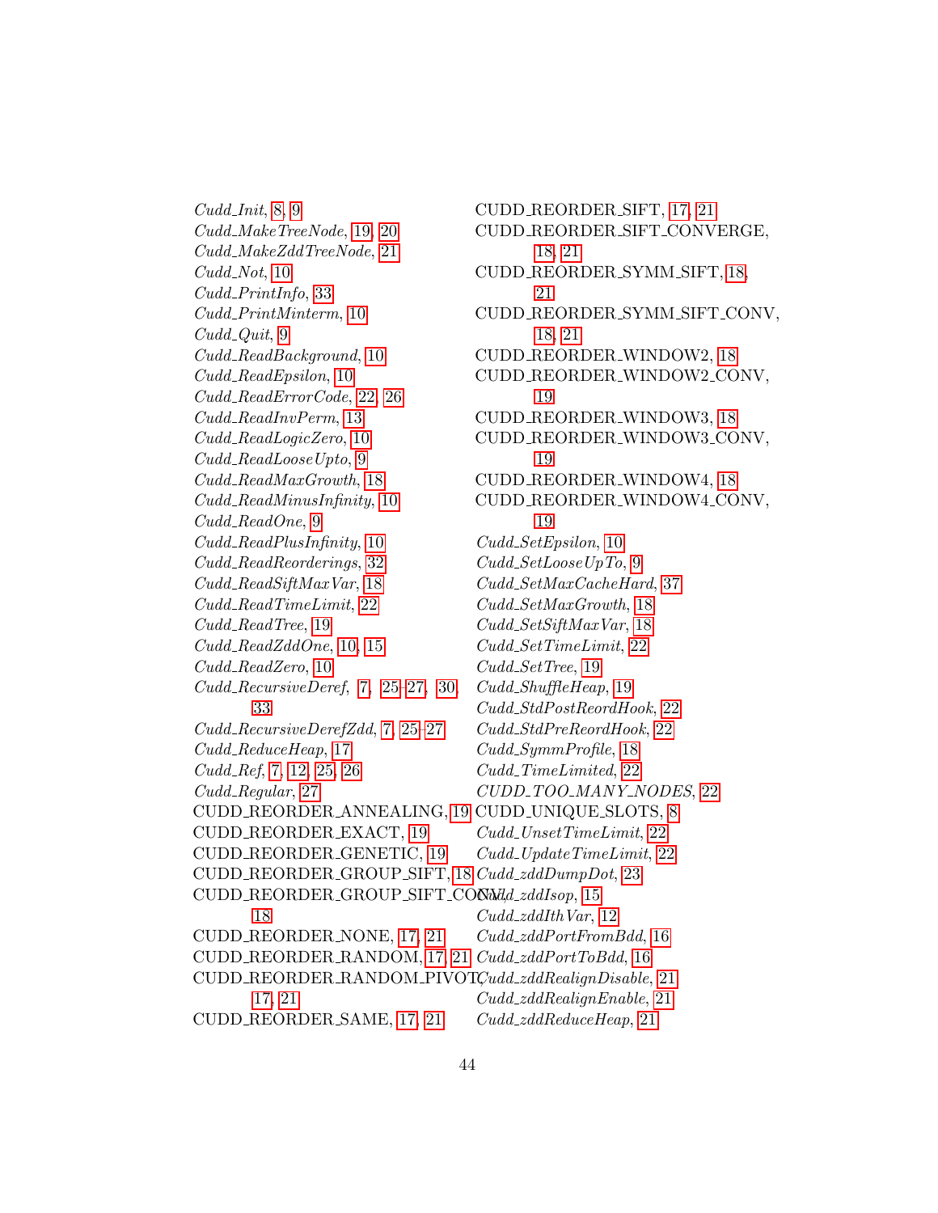*Cudd_Init*, 8, 9
*Cudd_MakeTreeNode*, 19, 20
*Cudd_MakeZddTreeNode*, 21
*Cudd_Not*, 10
*Cudd_PrintInfo*, 33
*Cudd_PrintMinterm*, 10
*Cudd_Quit*, 9
*Cudd_ReadBackground*, 10
*Cudd_ReadEpsilon*, 10
*Cudd_ReadErrorCode*, 22, 26
*Cudd_ReadInvPerm*, 13
*Cudd_ReadLogicZero*, 10
*Cudd_ReadLooseUpto*, 9
*Cudd_ReadMaxGrowth*, 18
*Cudd_ReadMinusInfinity*, 10
*Cudd_ReadOne*, 9
*Cudd_ReadPlusInfinity*, 10
*Cudd_ReadReorderings*, 32
*Cudd_ReadSiftMaxVar*, 18
*Cudd_ReadTimeLimit*, 22
*Cudd_ReadTree*, 19
*Cudd_ReadZddOne*, 10, 15
*Cudd_ReadZero*, 10
*Cudd_RecursiveDeref*, 7, 25–27, 30, 33
*Cudd_RecursiveDerefZdd*, 7, 25–27
*Cudd_ReduceHeap*, 17
*Cudd_Ref*, 7, 12, 25, 26
*Cudd_Regular*, 27
CUDD_REORDER_ANNEALING, 19
CUDD_REORDER_EXACT, 19
CUDD_REORDER_GENETIC, 19
CUDD_REORDER_GROUP_SIFT, 18
CUDD_REORDER_GROUP_SIFT_CONV, 18
CUDD_REORDER_NONE, 17, 21
CUDD_REORDER_RANDOM, 17, 21
CUDD_REORDER_RANDOM_PIVOT, 17, 21
CUDD_REORDER_SAME, 17, 21
CUDD_REORDER_SIFT, 17, 21
CUDD_REORDER_SIFT_CONVERGE, 18, 21
CUDD_REORDER_SYMM_SIFT, 18, 21
CUDD_REORDER_SYMM_SIFT_CONV, 18, 21
CUDD_REORDER_WINDOW2, 18
CUDD_REORDER_WINDOW2_CONV, 19
CUDD_REORDER_WINDOW3, 18
CUDD_REORDER_WINDOW3_CONV, 19
CUDD_REORDER_WINDOW4, 18
CUDD_REORDER_WINDOW4_CONV, 19
*Cudd_SetEpsilon*, 10
*Cudd_SetLooseUpTo*, 9
*Cudd_SetMaxCacheHard*, 37
*Cudd_SetMaxGrowth*, 18
*Cudd_SetSiftMaxVar*, 18
*Cudd_SetTimeLimit*, 22
*Cudd_SetTree*, 19
*Cudd_ShuffleHeap*, 19
*Cudd_StdPostReordHook*, 22
*Cudd_StdPreReordHook*, 22
*Cudd_SymmProfile*, 18
*Cudd_TimeLimited*, 22
*CUDD_TOO_MANY_NODES*, 22
CUDD_UNIQUE_SLOTS, 8
*Cudd_UnsetTimeLimit*, 22
*Cudd_UpdateTimeLimit*, 22
*Cudd_zddDumpDot*, 23
*Cudd_zddIsop*, 15
*Cudd_zddIthVar*, 12
*Cudd_zddPortFromBdd*, 16
*Cudd_zddPortToBdd*, 16
*Cudd_zddRealignDisable*, 21
*Cudd_zddRealignEnable*, 21
*Cudd_zddReduceHeap*, 21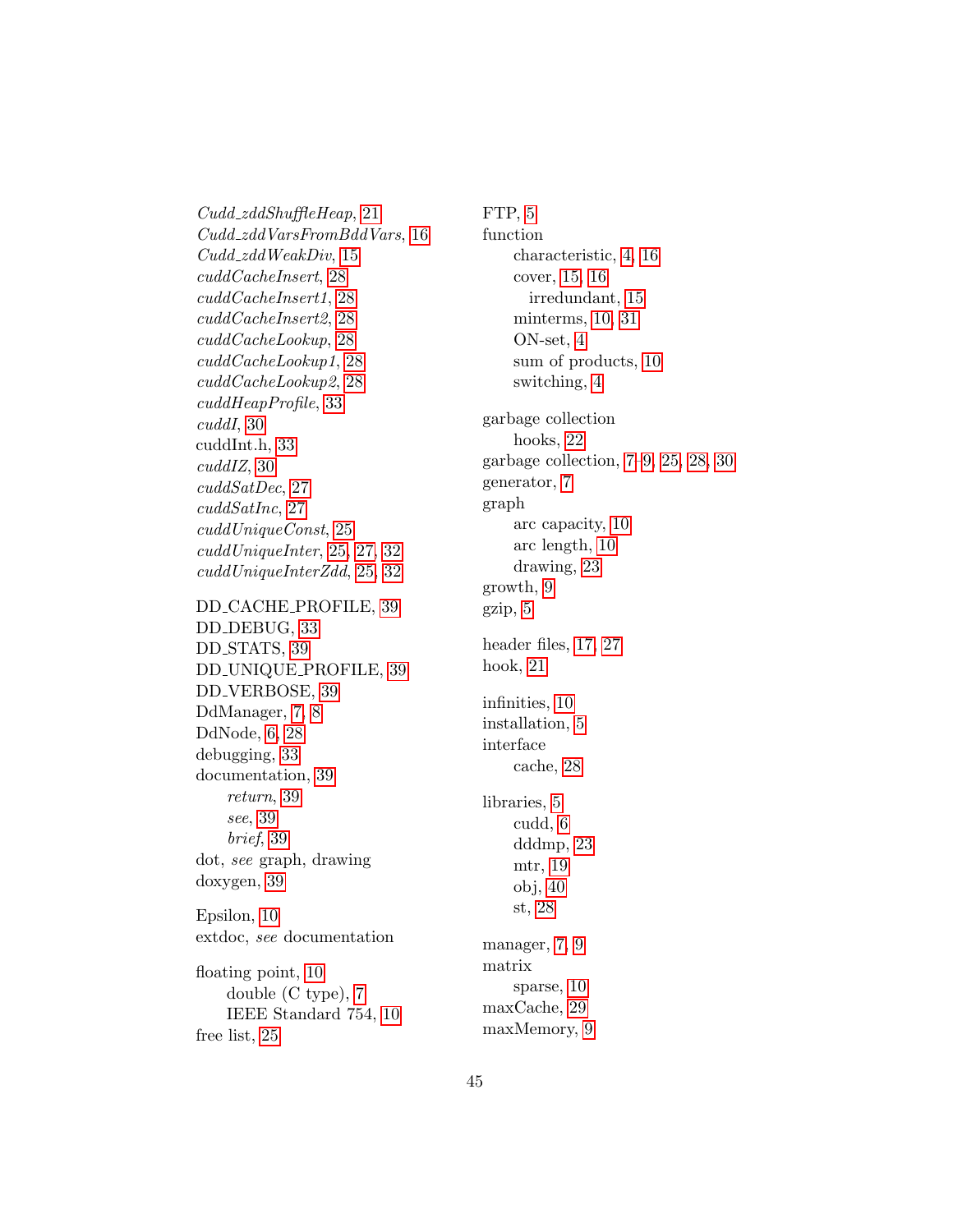*Cudd_zddShuffleHeap*, 21
*Cudd_zddVarsFromBddVars*, 16
*Cudd_zddWeakDiv*, 15
*cuddCacheInsert*, 28
*cuddCacheInsert1*, 28
*cuddCacheInsert2*, 28
*cuddCacheLookup*, 28
*cuddCacheLookup1*, 28
*cuddCacheLookup2*, 28
*cuddHeapProfile*, 33
*cuddI*, 30
cuddInt.h, 33
*cuddIZ*, 30
*cuddSatDec*, 27
*cuddSatInc*, 27
*cuddUniqueConst*, 25
*cuddUniqueInter*, 25, 27, 32
*cuddUniqueInterZdd*, 25, 32

DD_CACHE_PROFILE, 39
DD_DEBUG, 33
DD_STATS, 39
DD_UNIQUE_PROFILE, 39
DD_VERBOSE, 39
DdManager, 7, 8
DdNode, 6, 28
debugging, 33
documentation, 39
- *return*, 39
- *see*, 39
- *brief*, 39

dot, *see* graph, drawing
doxygen, 39

Epsilon, 10
extdoc, *see* documentation

floating point, 10
- double (C type), 7
- IEEE Standard 754, 10

free list, 25

FTP, 5
function
- characteristic, 4, 16
- cover, 15, 16
  - irredundant, 15
- minterms, 10, 31
- ON-set, 4
- sum of products, 10
- switching, 4

garbage collection
- hooks, 22

garbage collection, 7–9, 25, 28, 30
generator, 7
graph
- arc capacity, 10
- arc length, 10
- drawing, 23

growth, 9
gzip, 5

header files, 17, 27
hook, 21

infinities, 10
installation, 5
interface
- cache, 28

libraries, 5
- cudd, 6
- dddmp, 23
- mtr, 19
- obj, 40
- st, 28

manager, 7, 9
matrix
- sparse, 10

maxCache, 29
maxMemory, 9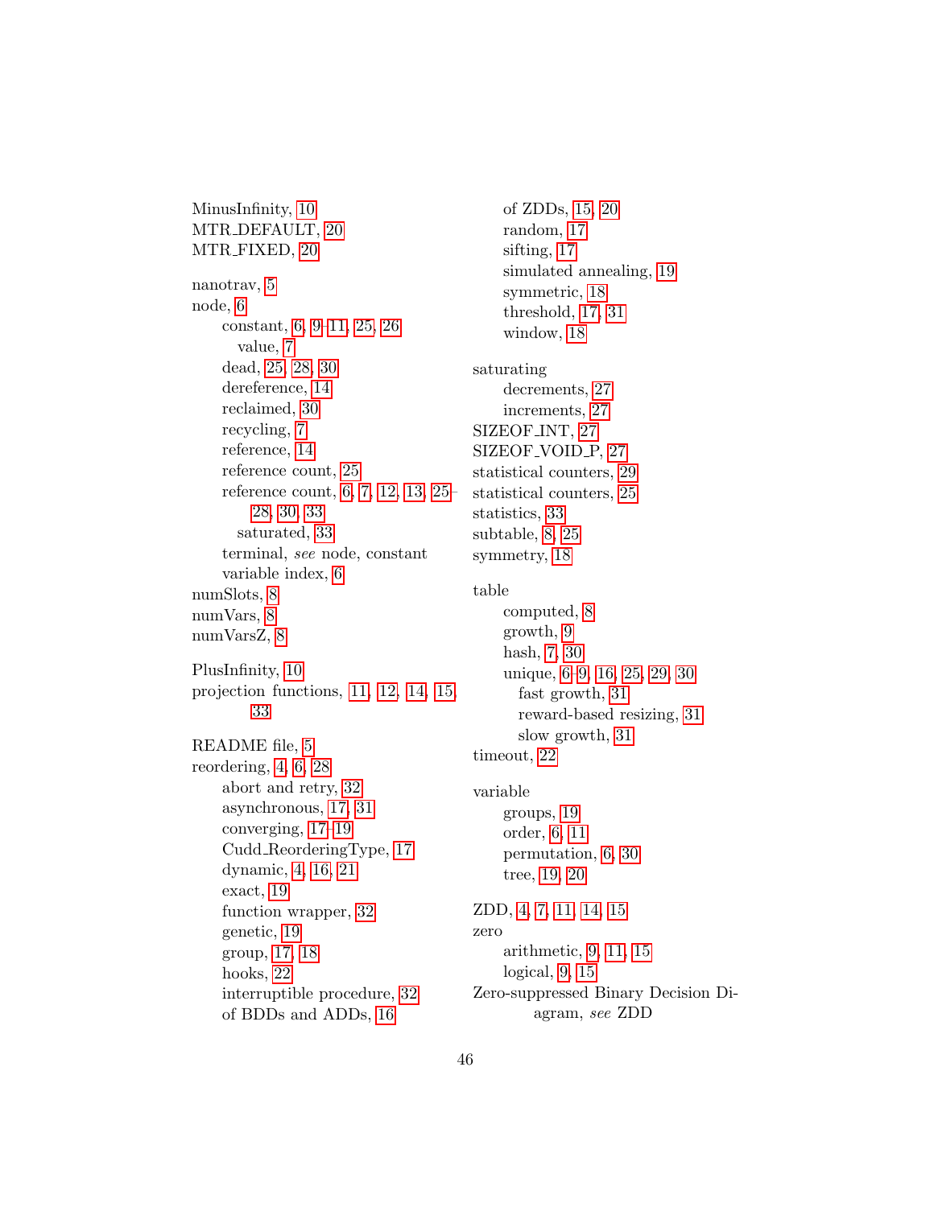MinusInfinity, 10
MTR_DEFAULT, 20
MTR_FIXED, 20

nanotrav, 5
node, 6
  constant, 6, 9–11, 25, 26
    value, 7
  dead, 25, 28, 30
  dereference, 14
  reclaimed, 30
  recycling, 7
  reference, 14
  reference count, 25
  reference count, 6, 7, 12, 13, 25–28, 30, 33
    saturated, 33
  terminal, *see* node, constant
  variable index, 6
numSlots, 8
numVars, 8
numVarsZ, 8

PlusInfinity, 10
projection functions, 11, 12, 14, 15, 33

README file, 5
reordering, 4, 6, 28
  abort and retry, 32
  asynchronous, 17, 31
  converging, 17–19
  Cudd_ReorderingType, 17
  dynamic, 4, 16, 21
  exact, 19
  function wrapper, 32
  genetic, 19
  group, 17, 18
  hooks, 22
  interruptible procedure, 32
  of BDDs and ADDs, 16
  of ZDDs, 15, 20
  random, 17
  sifting, 17
  simulated annealing, 19
  symmetric, 18
  threshold, 17, 31
  window, 18

saturating
  decrements, 27
  increments, 27
SIZEOF_INT, 27
SIZEOF_VOID_P, 27
statistical counters, 29
statistical counters, 25
statistics, 33
subtable, 8, 25
symmetry, 18

table
  computed, 8
  growth, 9
  hash, 7, 30
  unique, 6–9, 16, 25, 29, 30
    fast growth, 31
    reward-based resizing, 31
    slow growth, 31
timeout, 22

variable
  groups, 19
  order, 6, 11
  permutation, 6, 30
  tree, 19, 20

ZDD, 4, 7, 11, 14, 15
zero
  arithmetic, 9, 11, 15
  logical, 9, 15
Zero-suppressed Binary Decision Diagram, *see* ZDD